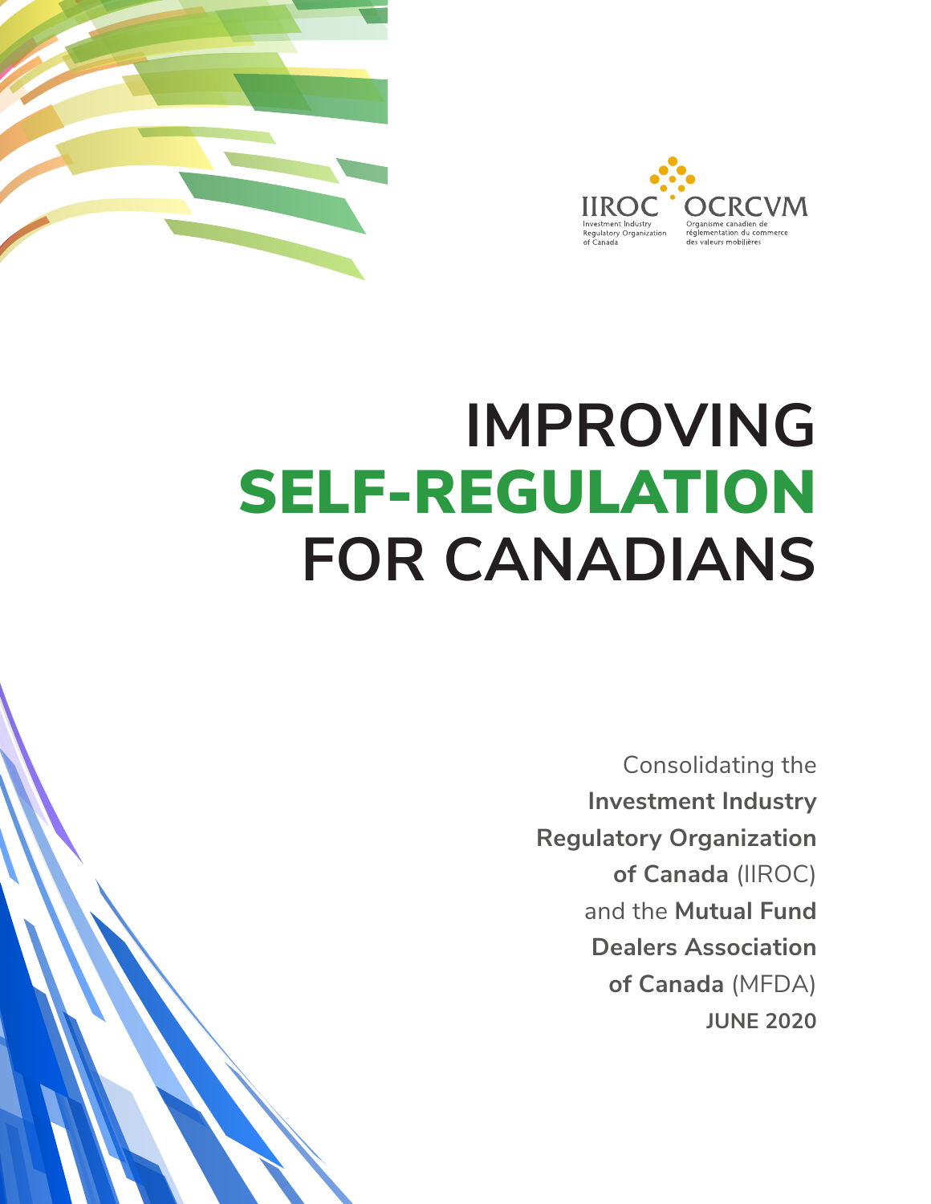IIROC OCRCVM

Investment Industry Regulatory Organization of Canada

Organisme canadien de réglementation du commerce des valeurs mobilières

# IMPROVING **SELF-REGULATION** FOR CANADIANS

Consolidating the **Investment Industry Regulatory Organization of Canada** (IIROC) and the **Mutual Fund Dealers Association of Canada** (MFDA)

**JUNE 2020**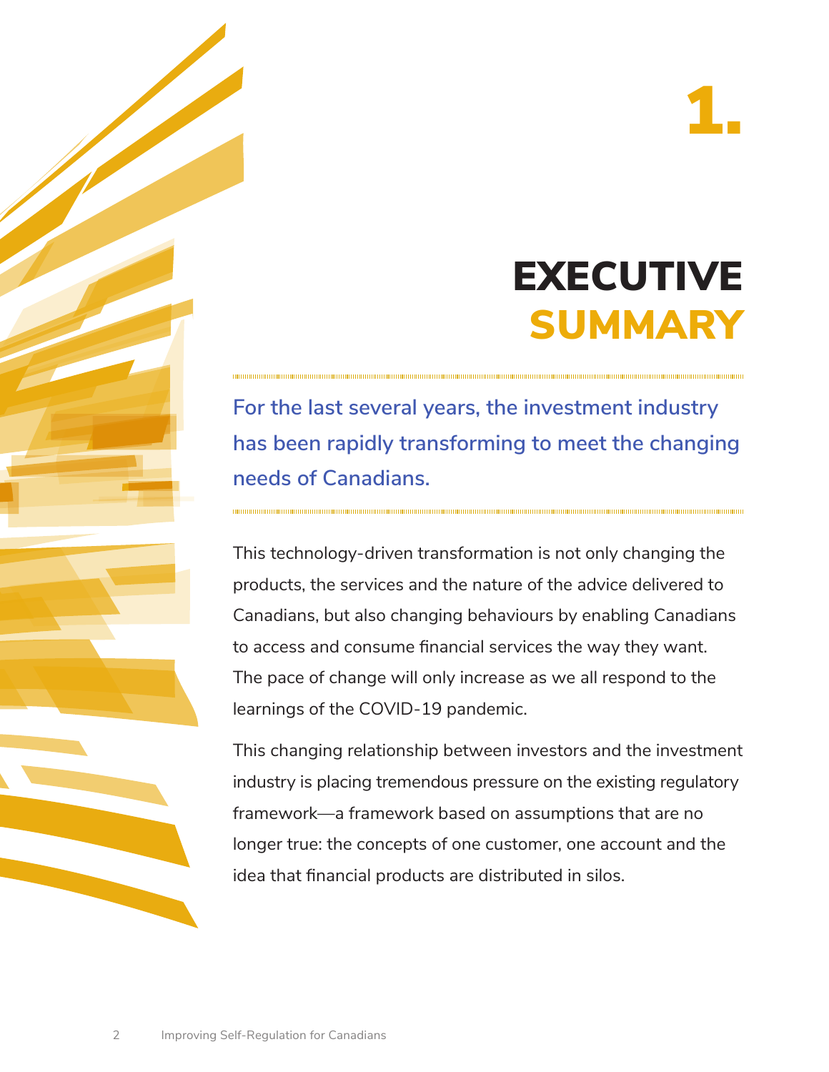# 1. EXECUTIVE SUMMARY

**For the last several years, the investment industry has been rapidly transforming to meet the changing needs of Canadians.**

This technology-driven transformation is not only changing the products, the services and the nature of the advice delivered to Canadians, but also changing behaviours by enabling Canadians to access and consume financial services the way they want. The pace of change will only increase as we all respond to the learnings of the COVID-19 pandemic.

This changing relationship between investors and the investment industry is placing tremendous pressure on the existing regulatory framework—a framework based on assumptions that are no longer true: the concepts of one customer, one account and the idea that financial products are distributed in silos.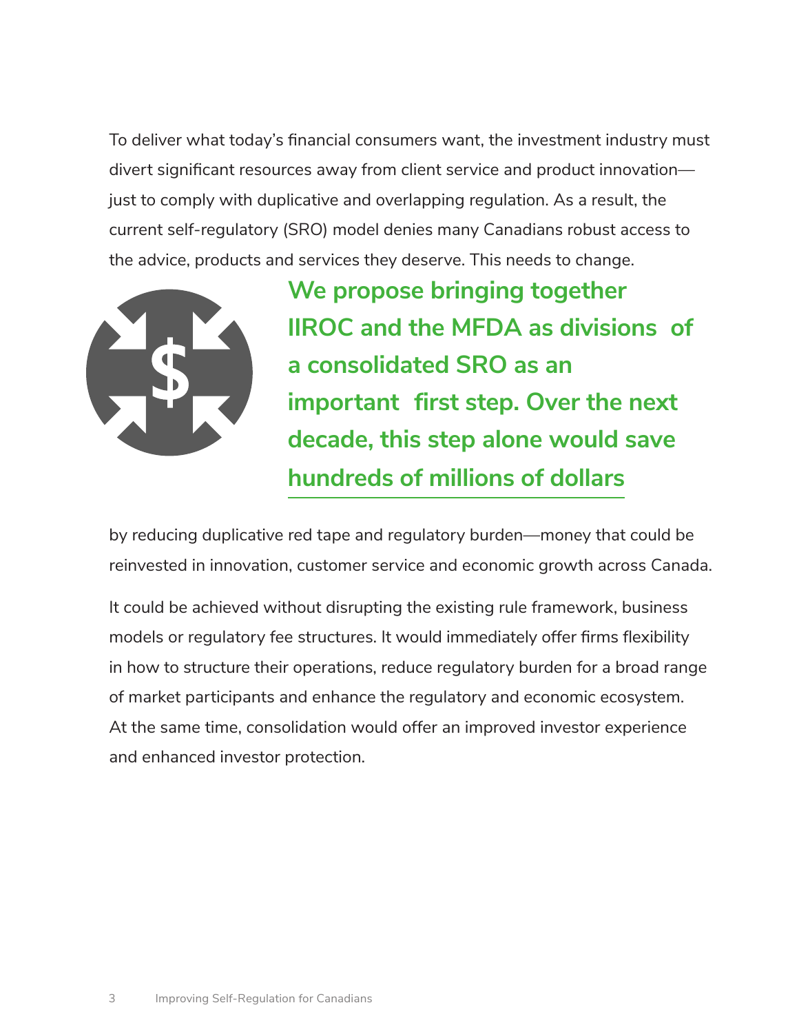To deliver what today's financial consumers want, the investment industry must divert significant resources away from client service and product innovation—just to comply with duplicative and overlapping regulation. As a result, the current self-regulatory (SRO) model denies many Canadians robust access to the advice, products and services they deserve. This needs to change.

**We propose bringing together IIROC and the MFDA as divisions of a consolidated SRO as an important first step. Over the next decade, this step alone would save hundreds of millions of dollars**

by reducing duplicative red tape and regulatory burden—money that could be reinvested in innovation, customer service and economic growth across Canada.

It could be achieved without disrupting the existing rule framework, business models or regulatory fee structures. It would immediately offer firms flexibility in how to structure their operations, reduce regulatory burden for a broad range of market participants and enhance the regulatory and economic ecosystem. At the same time, consolidation would offer an improved investor experience and enhanced investor protection.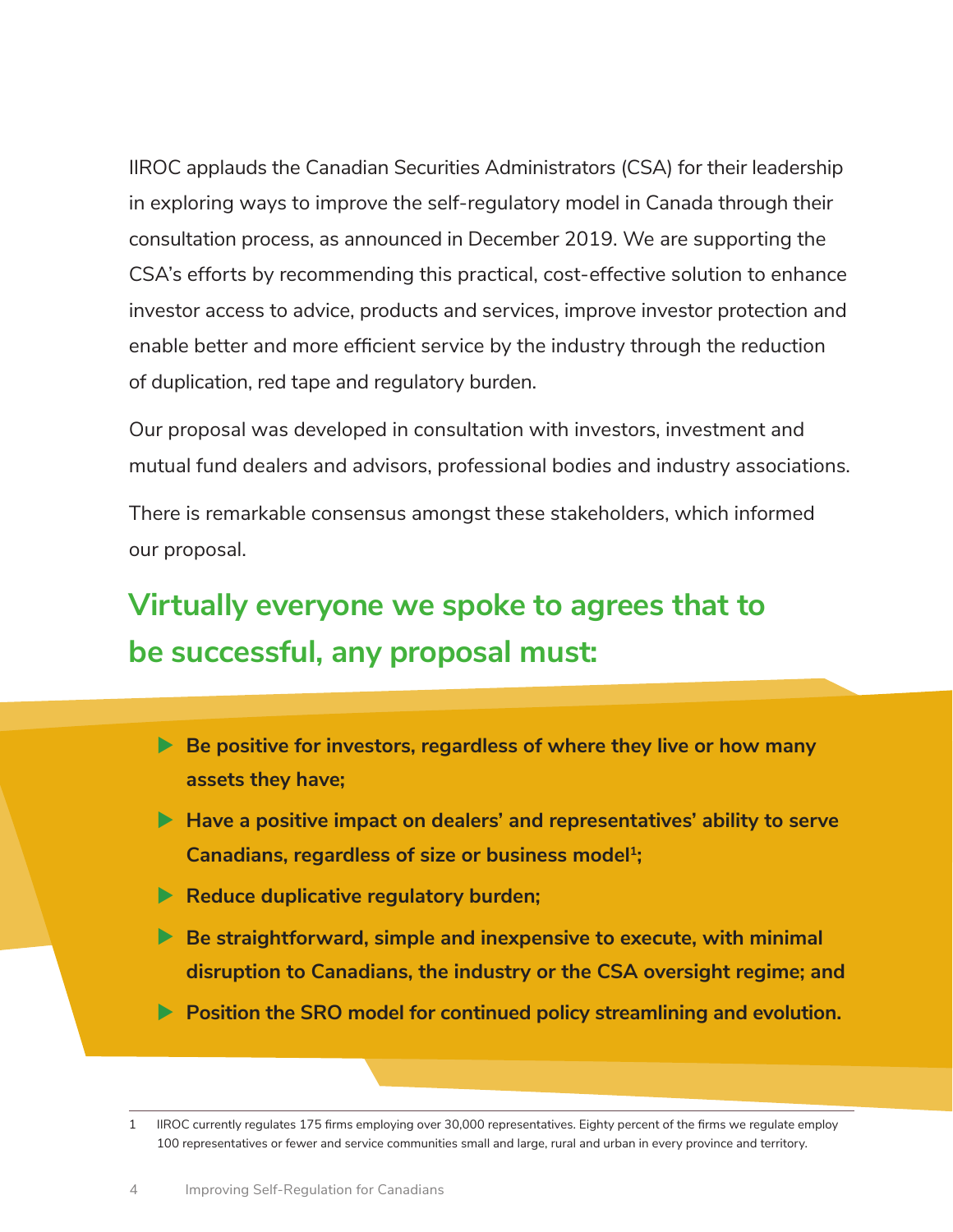IIROC applauds the Canadian Securities Administrators (CSA) for their leadership in exploring ways to improve the self-regulatory model in Canada through their consultation process, as announced in December 2019. We are supporting the CSA's efforts by recommending this practical, cost-effective solution to enhance investor access to advice, products and services, improve investor protection and enable better and more efficient service by the industry through the reduction of duplication, red tape and regulatory burden.

Our proposal was developed in consultation with investors, investment and mutual fund dealers and advisors, professional bodies and industry associations.

There is remarkable consensus amongst these stakeholders, which informed our proposal.

## Virtually everyone we spoke to agrees that to be successful, any proposal must:

- **Be positive for investors, regardless of where they live or how many assets they have;**
- **Have a positive impact on dealers' and representatives' ability to serve Canadians, regardless of size or business model[1];**
- **Reduce duplicative regulatory burden;**
- **Be straightforward, simple and inexpensive to execute, with minimal disruption to Canadians, the industry or the CSA oversight regime; and**
- **Position the SRO model for continued policy streamlining and evolution.**

---

1 IIROC currently regulates 175 firms employing over 30,000 representatives. Eighty percent of the firms we regulate employ 100 representatives or fewer and service communities small and large, rural and urban in every province and territory.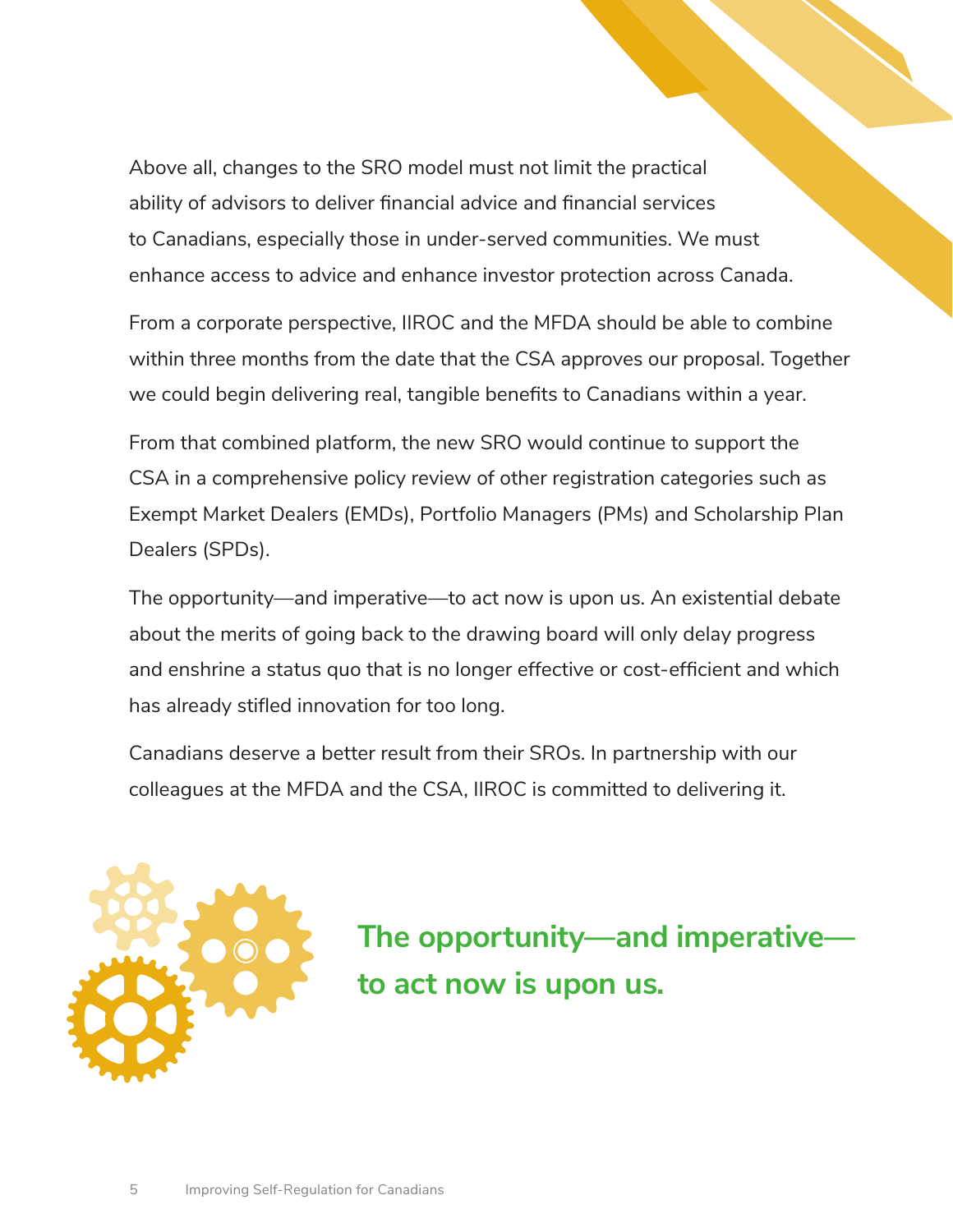Above all, changes to the SRO model must not limit the practical ability of advisors to deliver financial advice and financial services to Canadians, especially those in under-served communities. We must enhance access to advice and enhance investor protection across Canada.

From a corporate perspective, IIROC and the MFDA should be able to combine within three months from the date that the CSA approves our proposal. Together we could begin delivering real, tangible benefits to Canadians within a year.

From that combined platform, the new SRO would continue to support the CSA in a comprehensive policy review of other registration categories such as Exempt Market Dealers (EMDs), Portfolio Managers (PMs) and Scholarship Plan Dealers (SPDs).

The opportunity—and imperative—to act now is upon us. An existential debate about the merits of going back to the drawing board will only delay progress and enshrine a status quo that is no longer effective or cost-efficient and which has already stifled innovation for too long.

Canadians deserve a better result from their SROs. In partnership with our colleagues at the MFDA and the CSA, IIROC is committed to delivering it.

**The opportunity—and imperative—to act now is upon us.**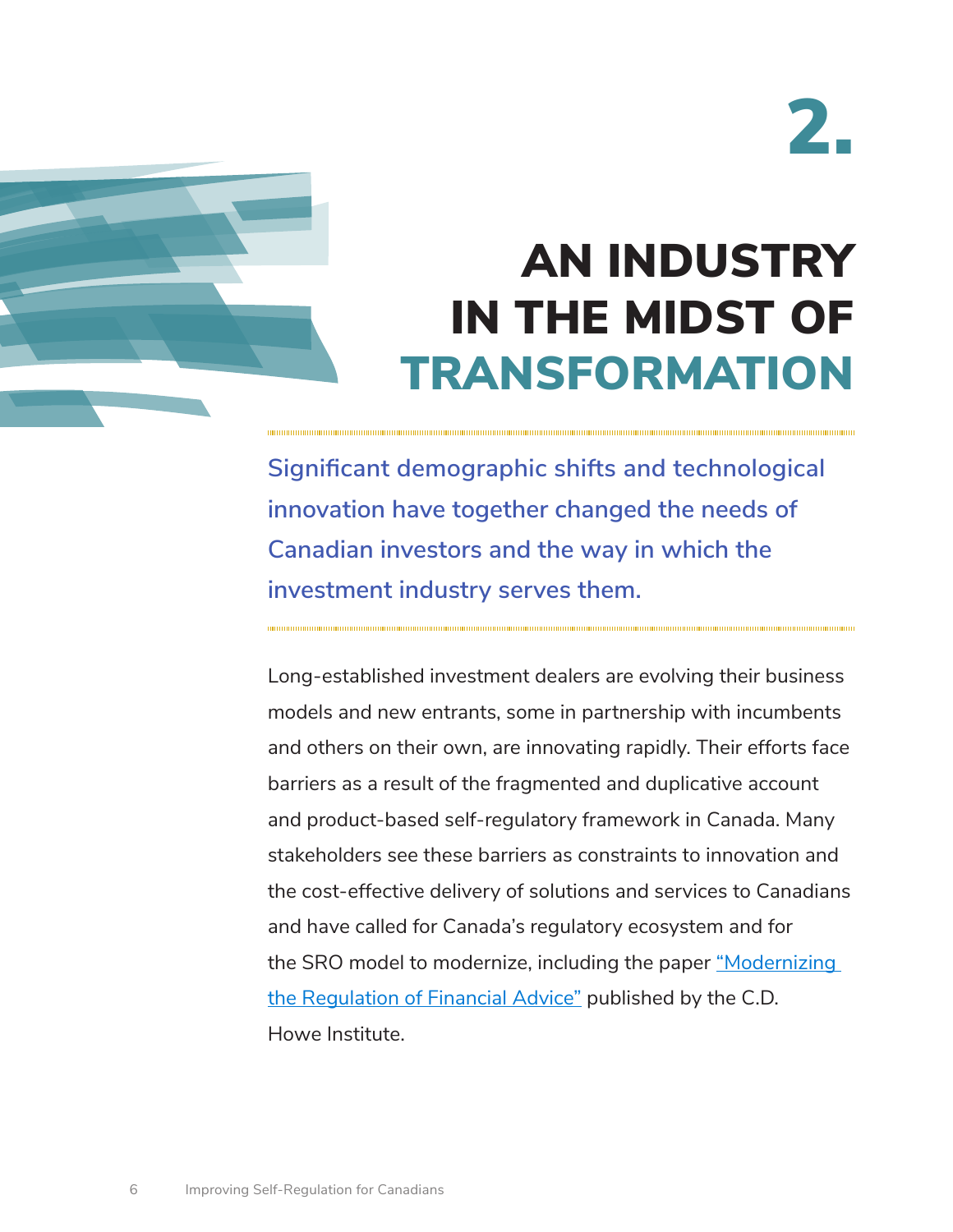# 2. AN INDUSTRY IN THE MIDST OF TRANSFORMATION

**Significant demographic shifts and technological innovation have together changed the needs of Canadian investors and the way in which the investment industry serves them.**

Long-established investment dealers are evolving their business models and new entrants, some in partnership with incumbents and others on their own, are innovating rapidly. Their efforts face barriers as a result of the fragmented and duplicative account and product-based self-regulatory framework in Canada. Many stakeholders see these barriers as constraints to innovation and the cost-effective delivery of solutions and services to Canadians and have called for Canada's regulatory ecosystem and for the SRO model to modernize, including the paper "Modernizing the Regulation of Financial Advice" published by the C.D. Howe Institute.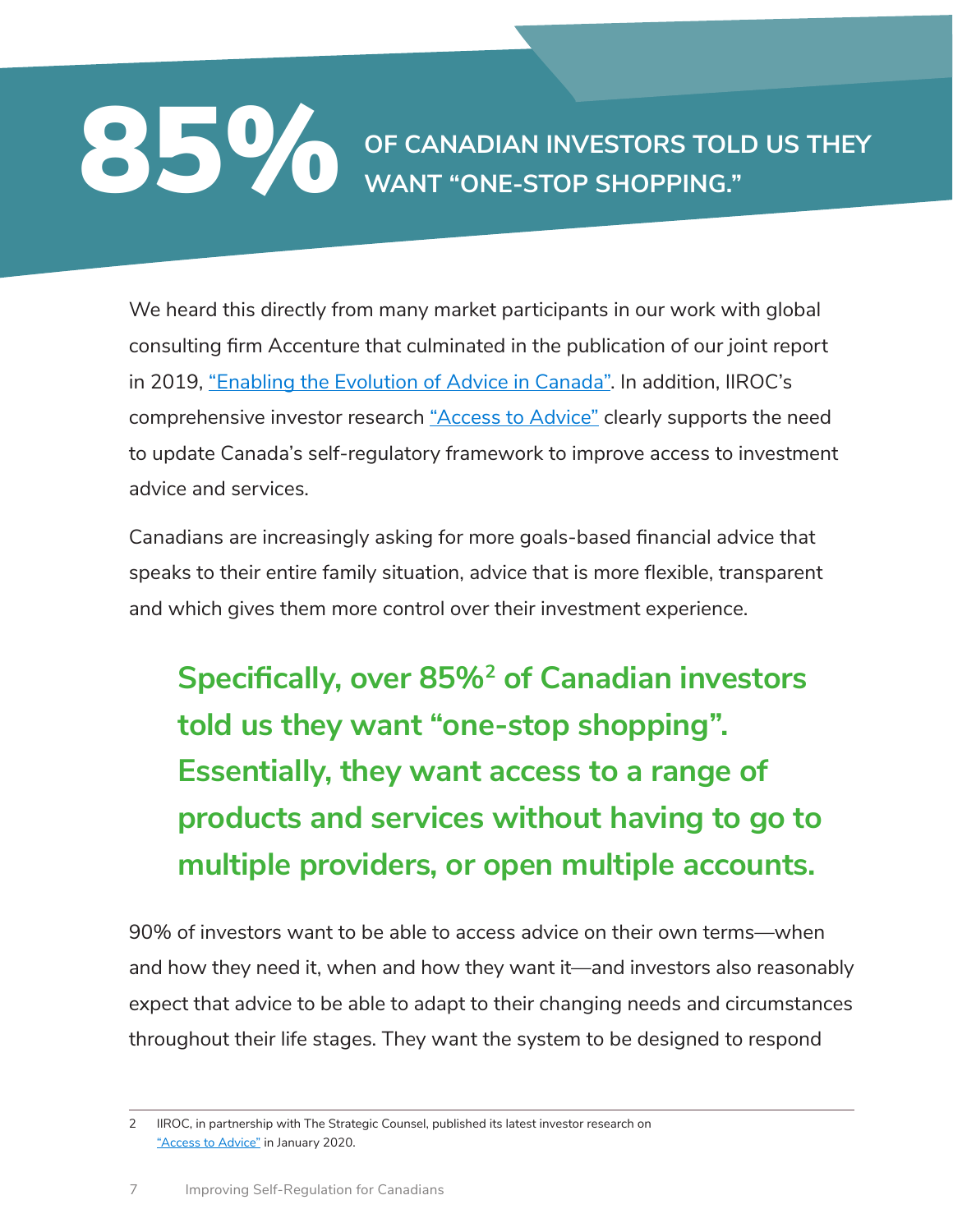# 85% OF CANADIAN INVESTORS TOLD US THEY WANT "ONE-STOP SHOPPING."

We heard this directly from many market participants in our work with global consulting firm Accenture that culminated in the publication of our joint report in 2019, "Enabling the Evolution of Advice in Canada". In addition, IIROC's comprehensive investor research "Access to Advice" clearly supports the need to update Canada's self-regulatory framework to improve access to investment advice and services.

Canadians are increasingly asking for more goals-based financial advice that speaks to their entire family situation, advice that is more flexible, transparent and which gives them more control over their investment experience.

**Specifically, over 85%[2] of Canadian investors told us they want "one-stop shopping". Essentially, they want access to a range of products and services without having to go to multiple providers, or open multiple accounts.**

90% of investors want to be able to access advice on their own terms—when and how they need it, when and how they want it—and investors also reasonably expect that advice to be able to adapt to their changing needs and circumstances throughout their life stages. They want the system to be designed to respond

---

2 IIROC, in partnership with The Strategic Counsel, published its latest investor research on "Access to Advice" in January 2020.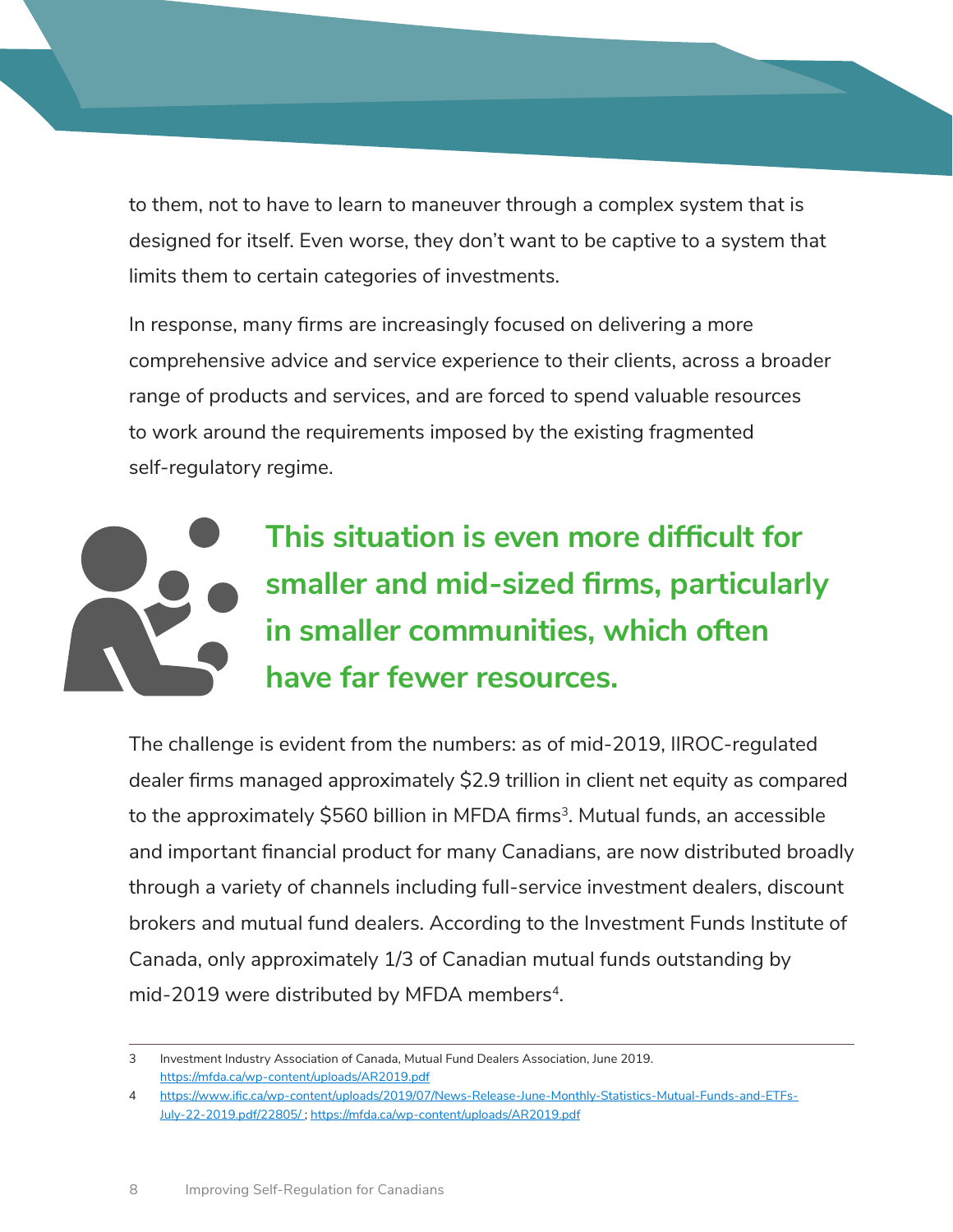to them, not to have to learn to maneuver through a complex system that is designed for itself. Even worse, they don't want to be captive to a system that limits them to certain categories of investments.

In response, many firms are increasingly focused on delivering a more comprehensive advice and service experience to their clients, across a broader range of products and services, and are forced to spend valuable resources to work around the requirements imposed by the existing fragmented self-regulatory regime.

**This situation is even more difficult for smaller and mid-sized firms, particularly in smaller communities, which often have far fewer resources.**

The challenge is evident from the numbers: as of mid-2019, IIROC-regulated dealer firms managed approximately $2.9 trillion in client net equity as compared to the approximately $560 billion in MFDA firms[3]. Mutual funds, an accessible and important financial product for many Canadians, are now distributed broadly through a variety of channels including full-service investment dealers, discount brokers and mutual fund dealers. According to the Investment Funds Institute of Canada, only approximately 1/3 of Canadian mutual funds outstanding by mid-2019 were distributed by MFDA members[4].

---

3 Investment Industry Association of Canada, Mutual Fund Dealers Association, June 2019. https://mfda.ca/wp-content/uploads/AR2019.pdf

4 https://www.ific.ca/wp-content/uploads/2019/07/News-Release-June-Monthly-Statistics-Mutual-Funds-and-ETFs-July-22-2019.pdf/22805/ ; https://mfda.ca/wp-content/uploads/AR2019.pdf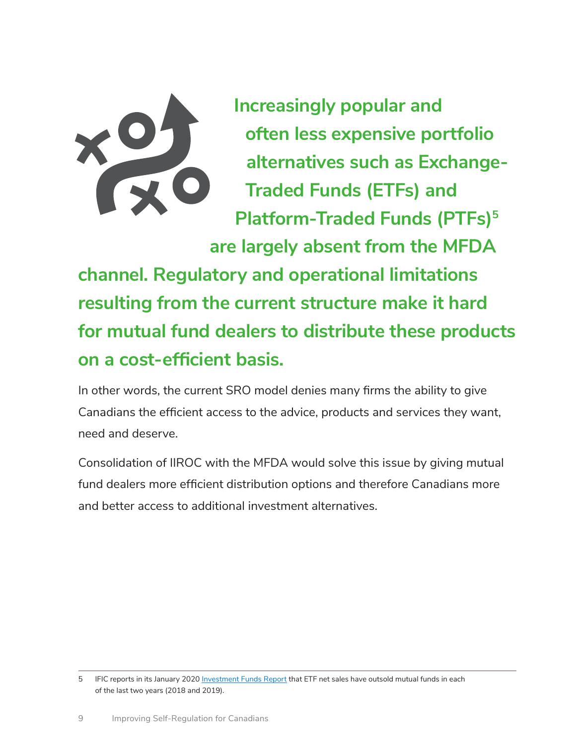**Increasingly popular and often less expensive portfolio alternatives such as Exchange-Traded Funds (ETFs) and Platform-Traded Funds (PTFs)[5] are largely absent from the MFDA channel. Regulatory and operational limitations resulting from the current structure make it hard for mutual fund dealers to distribute these products on a cost-efficient basis.**

In other words, the current SRO model denies many firms the ability to give Canadians the efficient access to the advice, products and services they want, need and deserve.

Consolidation of IIROC with the MFDA would solve this issue by giving mutual fund dealers more efficient distribution options and therefore Canadians more and better access to additional investment alternatives.

---

5 IFIC reports in its January 2020 Investment Funds Report that ETF net sales have outsold mutual funds in each of the last two years (2018 and 2019).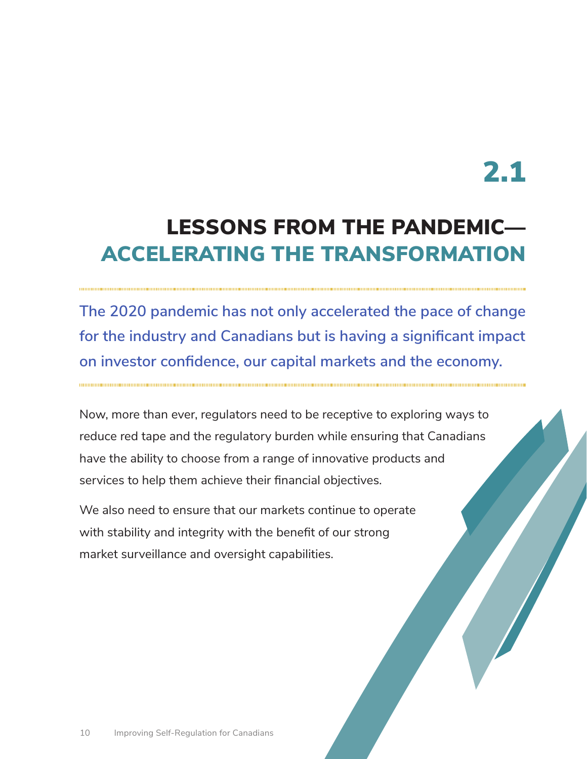# 2.1

## LESSONS FROM THE PANDEMIC— ACCELERATING THE TRANSFORMATION

**The 2020 pandemic has not only accelerated the pace of change for the industry and Canadians but is having a significant impact on investor confidence, our capital markets and the economy.**

Now, more than ever, regulators need to be receptive to exploring ways to reduce red tape and the regulatory burden while ensuring that Canadians have the ability to choose from a range of innovative products and services to help them achieve their financial objectives.

We also need to ensure that our markets continue to operate with stability and integrity with the benefit of our strong market surveillance and oversight capabilities.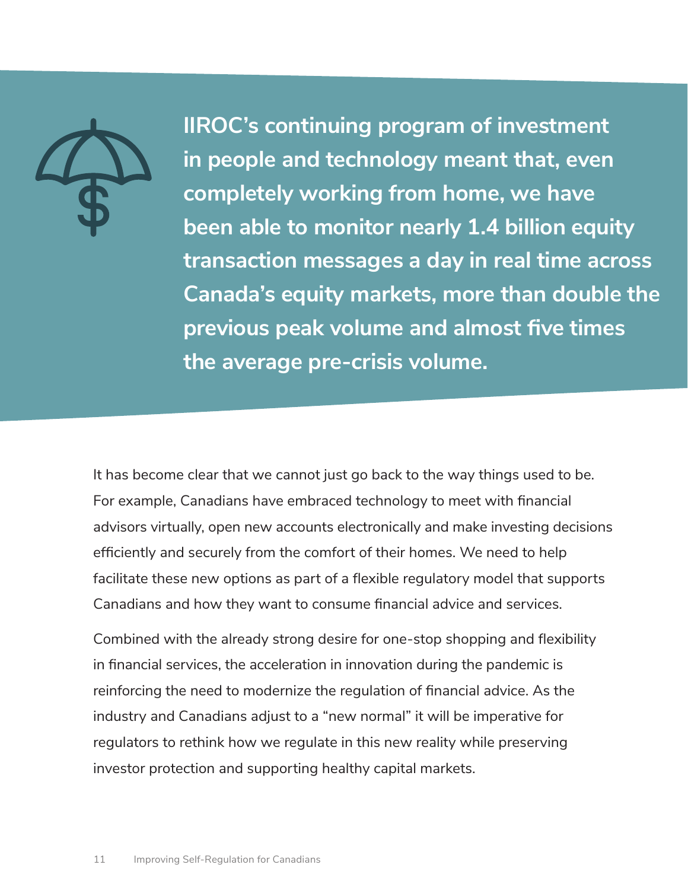**IIROC's continuing program of investment in people and technology meant that, even completely working from home, we have been able to monitor nearly 1.4 billion equity transaction messages a day in real time across Canada's equity markets, more than double the previous peak volume and almost five times the average pre-crisis volume.**

It has become clear that we cannot just go back to the way things used to be. For example, Canadians have embraced technology to meet with financial advisors virtually, open new accounts electronically and make investing decisions efficiently and securely from the comfort of their homes. We need to help facilitate these new options as part of a flexible regulatory model that supports Canadians and how they want to consume financial advice and services.

Combined with the already strong desire for one-stop shopping and flexibility in financial services, the acceleration in innovation during the pandemic is reinforcing the need to modernize the regulation of financial advice. As the industry and Canadians adjust to a "new normal" it will be imperative for regulators to rethink how we regulate in this new reality while preserving investor protection and supporting healthy capital markets.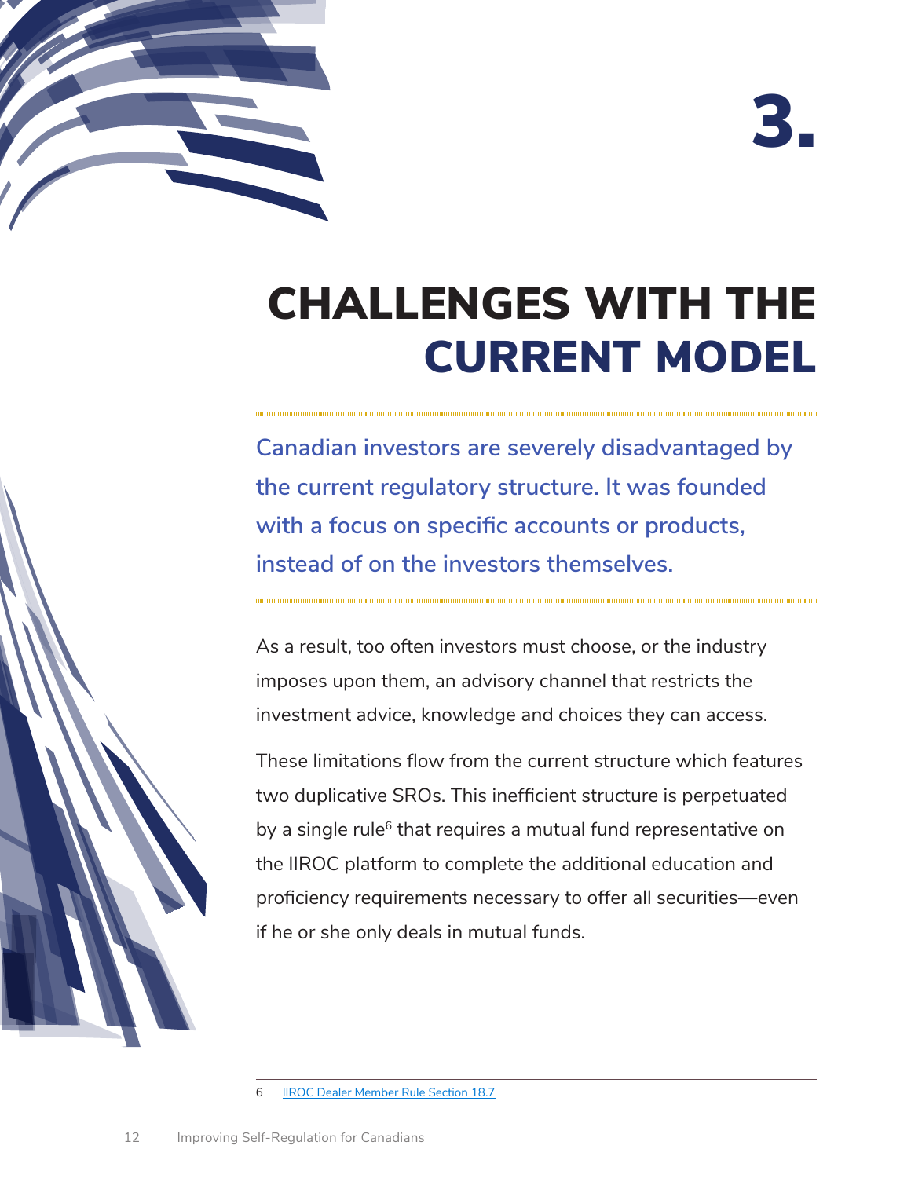# 3. CHALLENGES WITH THE CURRENT MODEL

**Canadian investors are severely disadvantaged by the current regulatory structure. It was founded with a focus on specific accounts or products, instead of on the investors themselves.**

As a result, too often investors must choose, or the industry imposes upon them, an advisory channel that restricts the investment advice, knowledge and choices they can access.

These limitations flow from the current structure which features two duplicative SROs. This inefficient structure is perpetuated by a single rule[6] that requires a mutual fund representative on the IIROC platform to complete the additional education and proficiency requirements necessary to offer all securities—even if he or she only deals in mutual funds.

---

6 IIROC Dealer Member Rule Section 18.7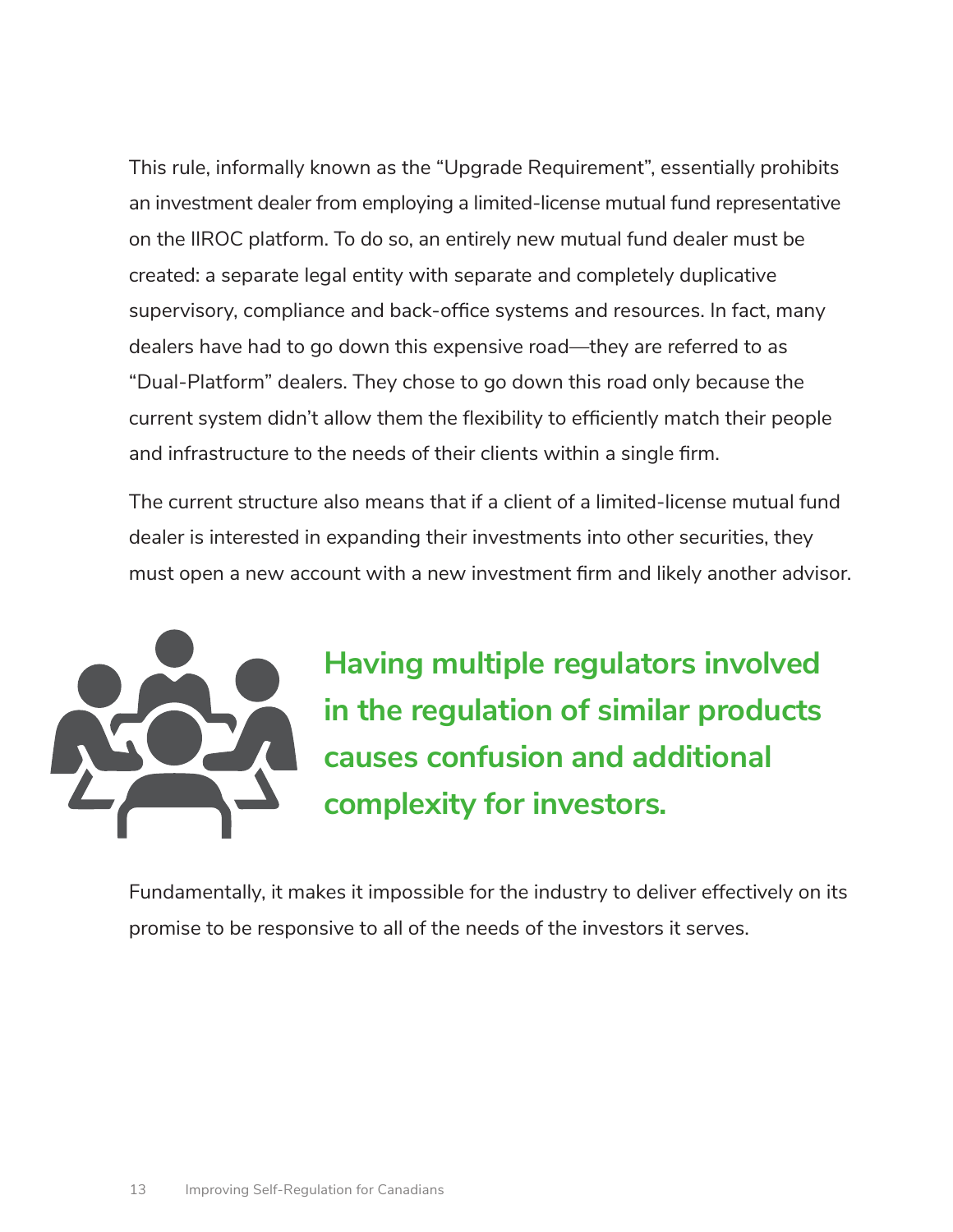This rule, informally known as the "Upgrade Requirement", essentially prohibits an investment dealer from employing a limited-license mutual fund representative on the IIROC platform. To do so, an entirely new mutual fund dealer must be created: a separate legal entity with separate and completely duplicative supervisory, compliance and back-office systems and resources. In fact, many dealers have had to go down this expensive road—they are referred to as "Dual-Platform" dealers. They chose to go down this road only because the current system didn't allow them the flexibility to efficiently match their people and infrastructure to the needs of their clients within a single firm.

The current structure also means that if a client of a limited-license mutual fund dealer is interested in expanding their investments into other securities, they must open a new account with a new investment firm and likely another advisor.

**Having multiple regulators involved in the regulation of similar products causes confusion and additional complexity for investors.**

Fundamentally, it makes it impossible for the industry to deliver effectively on its promise to be responsive to all of the needs of the investors it serves.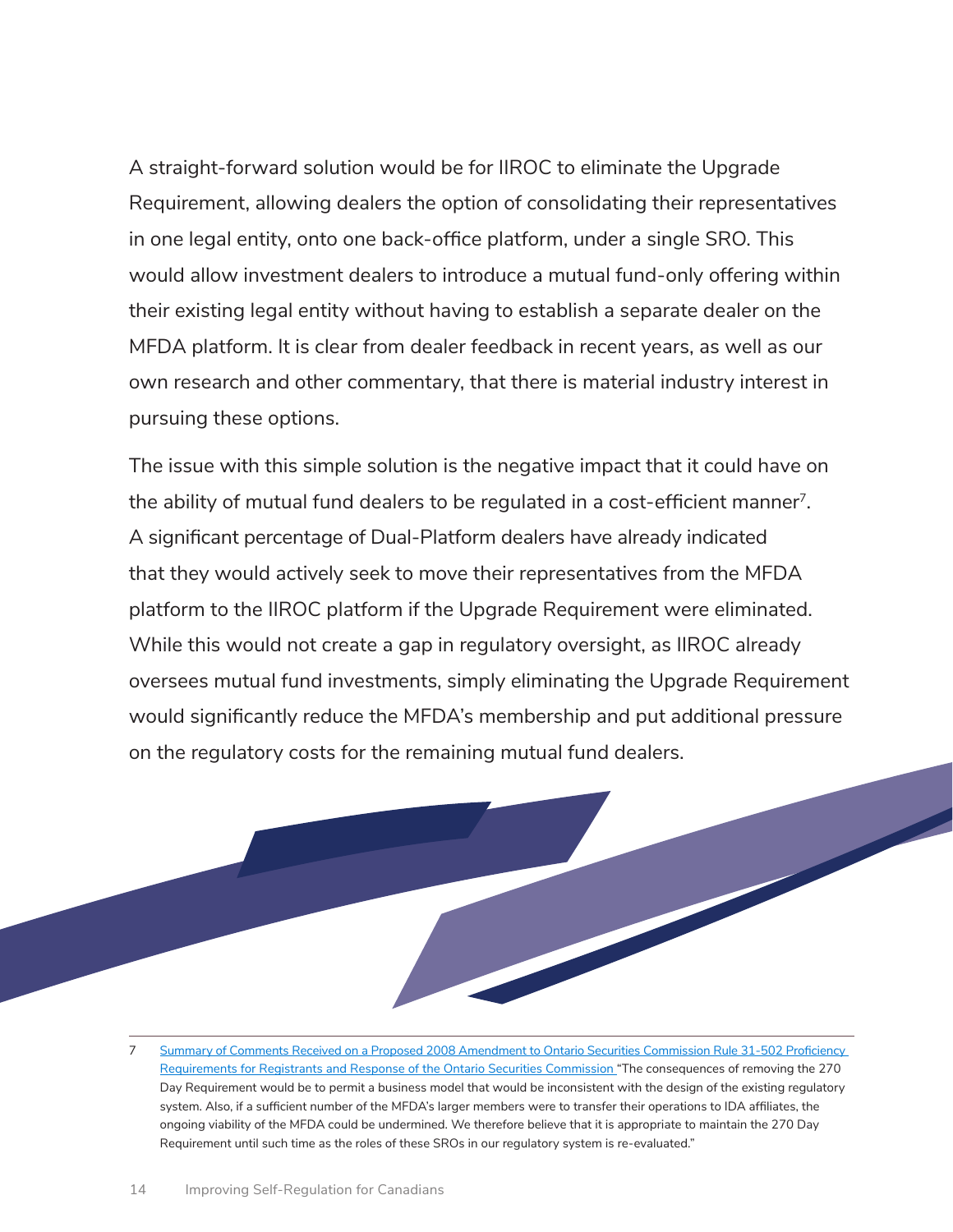A straight-forward solution would be for IIROC to eliminate the Upgrade Requirement, allowing dealers the option of consolidating their representatives in one legal entity, onto one back-office platform, under a single SRO. This would allow investment dealers to introduce a mutual fund-only offering within their existing legal entity without having to establish a separate dealer on the MFDA platform. It is clear from dealer feedback in recent years, as well as our own research and other commentary, that there is material industry interest in pursuing these options.

The issue with this simple solution is the negative impact that it could have on the ability of mutual fund dealers to be regulated in a cost-efficient manner[7]. A significant percentage of Dual-Platform dealers have already indicated that they would actively seek to move their representatives from the MFDA platform to the IIROC platform if the Upgrade Requirement were eliminated. While this would not create a gap in regulatory oversight, as IIROC already oversees mutual fund investments, simply eliminating the Upgrade Requirement would significantly reduce the MFDA's membership and put additional pressure on the regulatory costs for the remaining mutual fund dealers.

---

7 Summary of Comments Received on a Proposed 2008 Amendment to Ontario Securities Commission Rule 31-502 Proficiency Requirements for Registrants and Response of the Ontario Securities Commission "The consequences of removing the 270 Day Requirement would be to permit a business model that would be inconsistent with the design of the existing regulatory system. Also, if a sufficient number of the MFDA's larger members were to transfer their operations to IDA affiliates, the ongoing viability of the MFDA could be undermined. We therefore believe that it is appropriate to maintain the 270 Day Requirement until such time as the roles of these SROs in our regulatory system is re-evaluated."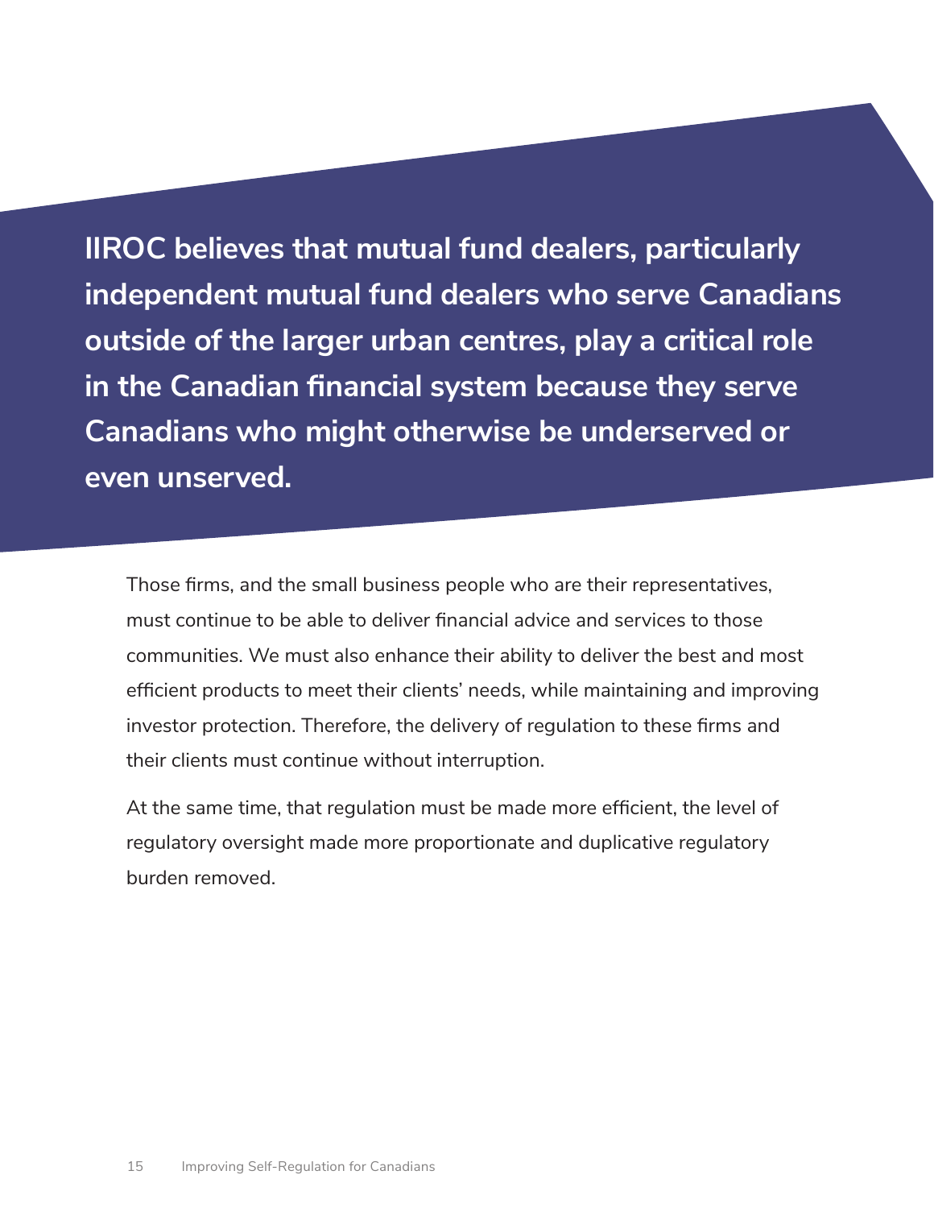**IIROC believes that mutual fund dealers, particularly independent mutual fund dealers who serve Canadians outside of the larger urban centres, play a critical role in the Canadian financial system because they serve Canadians who might otherwise be underserved or even unserved.**

Those firms, and the small business people who are their representatives, must continue to be able to deliver financial advice and services to those communities. We must also enhance their ability to deliver the best and most efficient products to meet their clients' needs, while maintaining and improving investor protection. Therefore, the delivery of regulation to these firms and their clients must continue without interruption.

At the same time, that regulation must be made more efficient, the level of regulatory oversight made more proportionate and duplicative regulatory burden removed.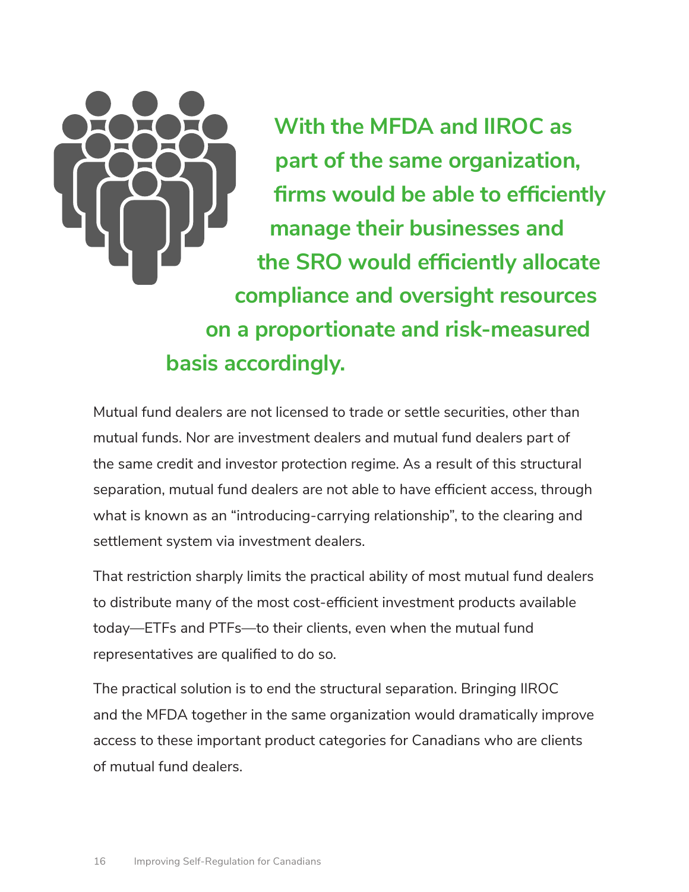**With the MFDA and IIROC as part of the same organization, firms would be able to efficiently manage their businesses and the SRO would efficiently allocate compliance and oversight resources on a proportionate and risk-measured basis accordingly.**

Mutual fund dealers are not licensed to trade or settle securities, other than mutual funds. Nor are investment dealers and mutual fund dealers part of the same credit and investor protection regime. As a result of this structural separation, mutual fund dealers are not able to have efficient access, through what is known as an "introducing-carrying relationship", to the clearing and settlement system via investment dealers.

That restriction sharply limits the practical ability of most mutual fund dealers to distribute many of the most cost-efficient investment products available today—ETFs and PTFs—to their clients, even when the mutual fund representatives are qualified to do so.

The practical solution is to end the structural separation. Bringing IIROC and the MFDA together in the same organization would dramatically improve access to these important product categories for Canadians who are clients of mutual fund dealers.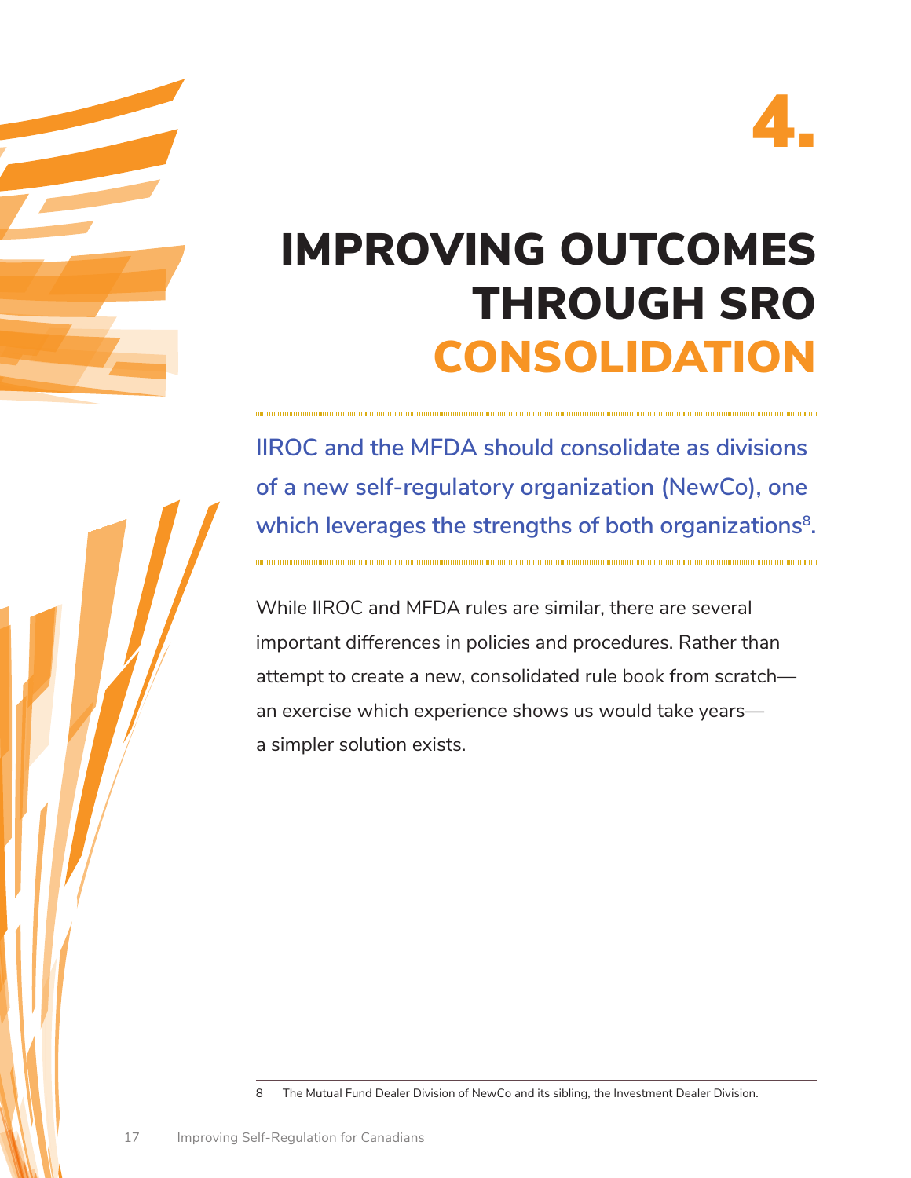# 4.

# IMPROVING OUTCOMES THROUGH SRO CONSOLIDATION

**IIROC and the MFDA should consolidate as divisions of a new self-regulatory organization (NewCo), one which leverages the strengths of both organizations[8].**

While IIROC and MFDA rules are similar, there are several important differences in policies and procedures. Rather than attempt to create a new, consolidated rule book from scratch—an exercise which experience shows us would take years—a simpler solution exists.

8 The Mutual Fund Dealer Division of NewCo and its sibling, the Investment Dealer Division.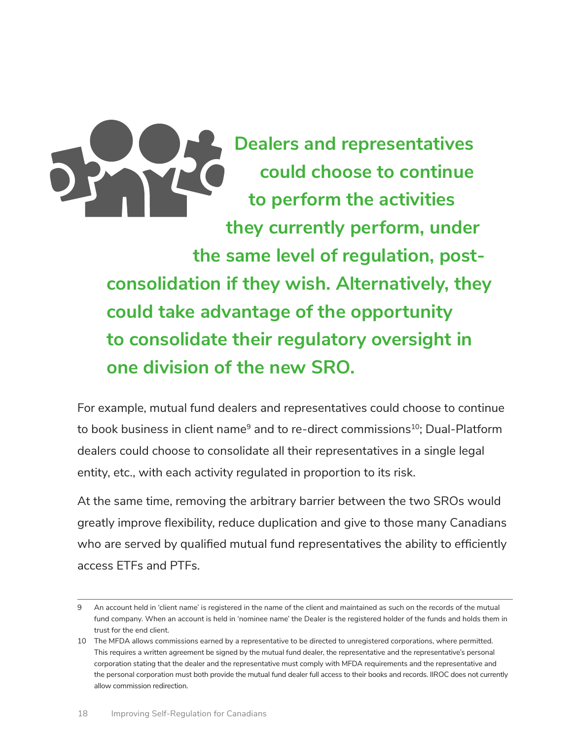**Dealers and representatives could choose to continue to perform the activities they currently perform, under the same level of regulation, post-consolidation if they wish. Alternatively, they could take advantage of the opportunity to consolidate their regulatory oversight in one division of the new SRO.**

For example, mutual fund dealers and representatives could choose to continue to book business in client name[9] and to re-direct commissions[10]; Dual-Platform dealers could choose to consolidate all their representatives in a single legal entity, etc., with each activity regulated in proportion to its risk.

At the same time, removing the arbitrary barrier between the two SROs would greatly improve flexibility, reduce duplication and give to those many Canadians who are served by qualified mutual fund representatives the ability to efficiently access ETFs and PTFs.

---

9 An account held in 'client name' is registered in the name of the client and maintained as such on the records of the mutual fund company. When an account is held in 'nominee name' the Dealer is the registered holder of the funds and holds them in trust for the end client.

10 The MFDA allows commissions earned by a representative to be directed to unregistered corporations, where permitted. This requires a written agreement be signed by the mutual fund dealer, the representative and the representative's personal corporation stating that the dealer and the representative must comply with MFDA requirements and the representative and the personal corporation must both provide the mutual fund dealer full access to their books and records. IIROC does not currently allow commission redirection.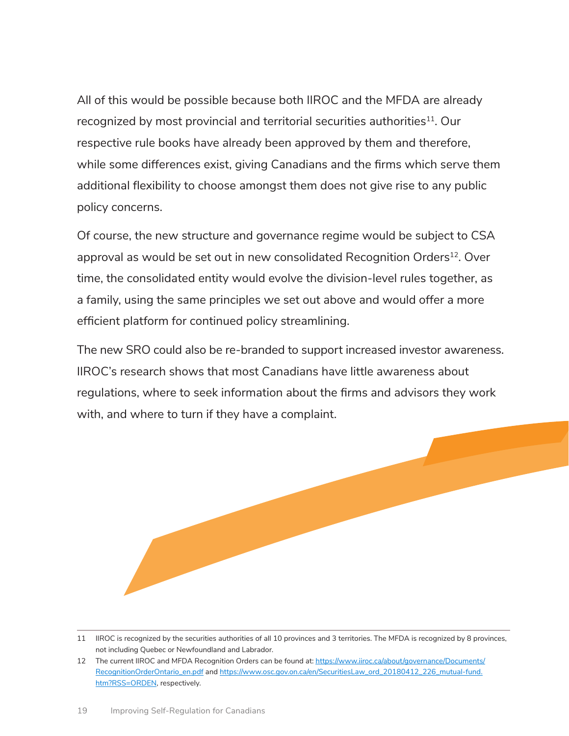All of this would be possible because both IIROC and the MFDA are already recognized by most provincial and territorial securities authorities[11]. Our respective rule books have already been approved by them and therefore, while some differences exist, giving Canadians and the firms which serve them additional flexibility to choose amongst them does not give rise to any public policy concerns.

Of course, the new structure and governance regime would be subject to CSA approval as would be set out in new consolidated Recognition Orders[12]. Over time, the consolidated entity would evolve the division-level rules together, as a family, using the same principles we set out above and would offer a more efficient platform for continued policy streamlining.

The new SRO could also be re-branded to support increased investor awareness. IIROC's research shows that most Canadians have little awareness about regulations, where to seek information about the firms and advisors they work with, and where to turn if they have a complaint.

---

11 IIROC is recognized by the securities authorities of all 10 provinces and 3 territories. The MFDA is recognized by 8 provinces, not including Quebec or Newfoundland and Labrador.

12 The current IIROC and MFDA Recognition Orders can be found at: https://www.iiroc.ca/about/governance/Documents/RecognitionOrderOntario_en.pdf and https://www.osc.gov.on.ca/en/SecuritiesLaw_ord_20180412_226_mutual-fund.htm?RSS=ORDEN, respectively.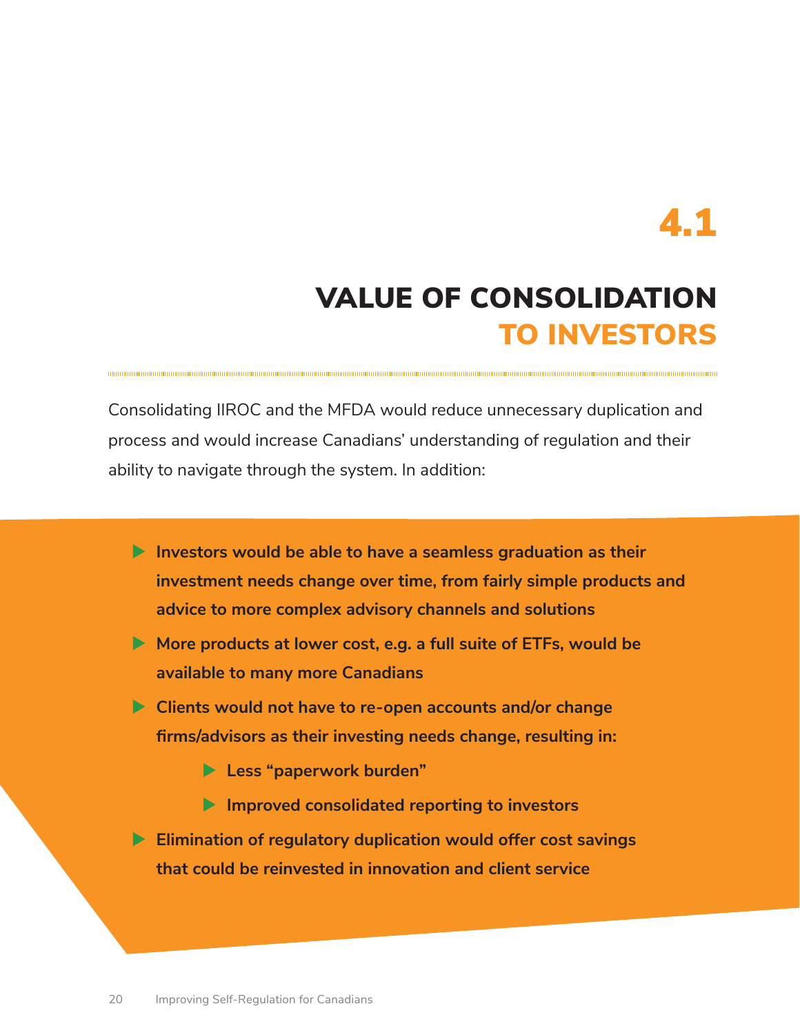# 4.1

## VALUE OF CONSOLIDATION TO INVESTORS

Consolidating IIROC and the MFDA would reduce unnecessary duplication and process and would increase Canadians' understanding of regulation and their ability to navigate through the system. In addition:

- **Investors would be able to have a seamless graduation as their investment needs change over time, from fairly simple products and advice to more complex advisory channels and solutions**
- **More products at lower cost, e.g. a full suite of ETFs, would be available to many more Canadians**
- **Clients would not have to re-open accounts and/or change firms/advisors as their investing needs change, resulting in:**
  - **Less "paperwork burden"**
  - **Improved consolidated reporting to investors**
- **Elimination of regulatory duplication would offer cost savings that could be reinvested in innovation and client service**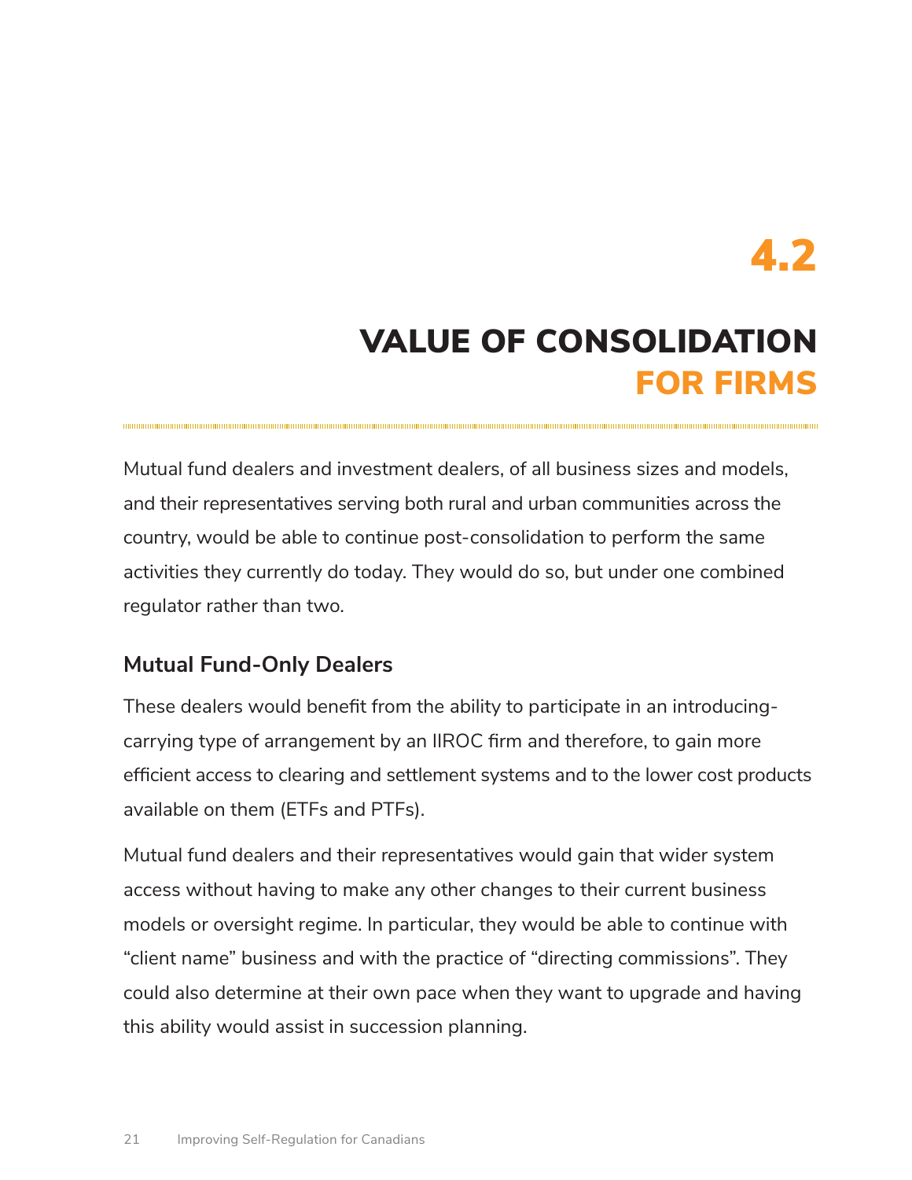# 4.2

## VALUE OF CONSOLIDATION FOR FIRMS

Mutual fund dealers and investment dealers, of all business sizes and models, and their representatives serving both rural and urban communities across the country, would be able to continue post-consolidation to perform the same activities they currently do today. They would do so, but under one combined regulator rather than two.

### Mutual Fund-Only Dealers

These dealers would benefit from the ability to participate in an introducing-carrying type of arrangement by an IIROC firm and therefore, to gain more efficient access to clearing and settlement systems and to the lower cost products available on them (ETFs and PTFs).

Mutual fund dealers and their representatives would gain that wider system access without having to make any other changes to their current business models or oversight regime. In particular, they would be able to continue with "client name" business and with the practice of "directing commissions". They could also determine at their own pace when they want to upgrade and having this ability would assist in succession planning.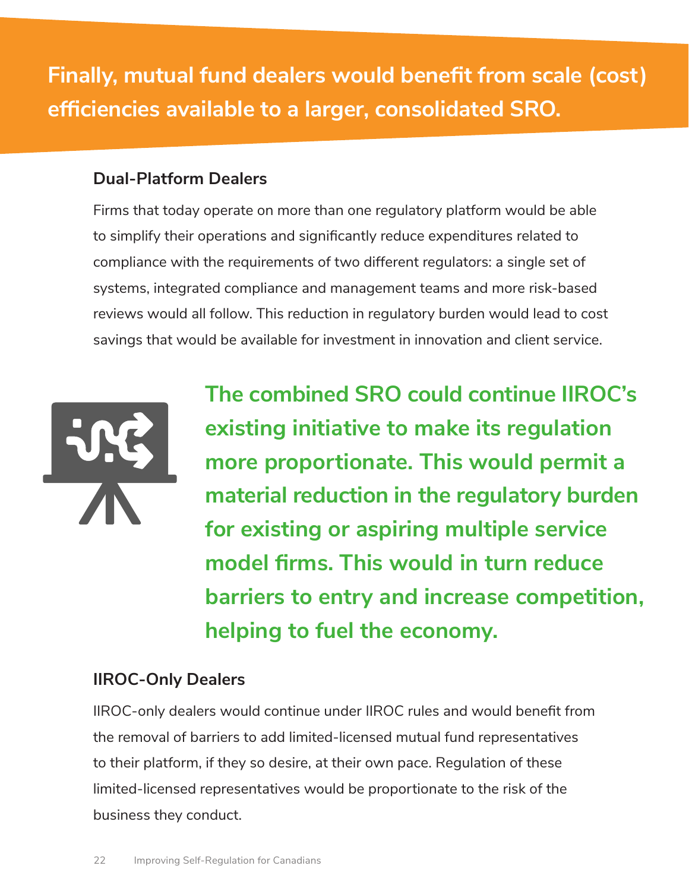**Finally, mutual fund dealers would benefit from scale (cost) efficiencies available to a larger, consolidated SRO.**

### Dual-Platform Dealers

Firms that today operate on more than one regulatory platform would be able to simplify their operations and significantly reduce expenditures related to compliance with the requirements of two different regulators: a single set of systems, integrated compliance and management teams and more risk-based reviews would all follow. This reduction in regulatory burden would lead to cost savings that would be available for investment in innovation and client service.

**The combined SRO could continue IIROC's existing initiative to make its regulation more proportionate. This would permit a material reduction in the regulatory burden for existing or aspiring multiple service model firms. This would in turn reduce barriers to entry and increase competition, helping to fuel the economy.**

### IIROC-Only Dealers

IIROC-only dealers would continue under IIROC rules and would benefit from the removal of barriers to add limited-licensed mutual fund representatives to their platform, if they so desire, at their own pace. Regulation of these limited-licensed representatives would be proportionate to the risk of the business they conduct.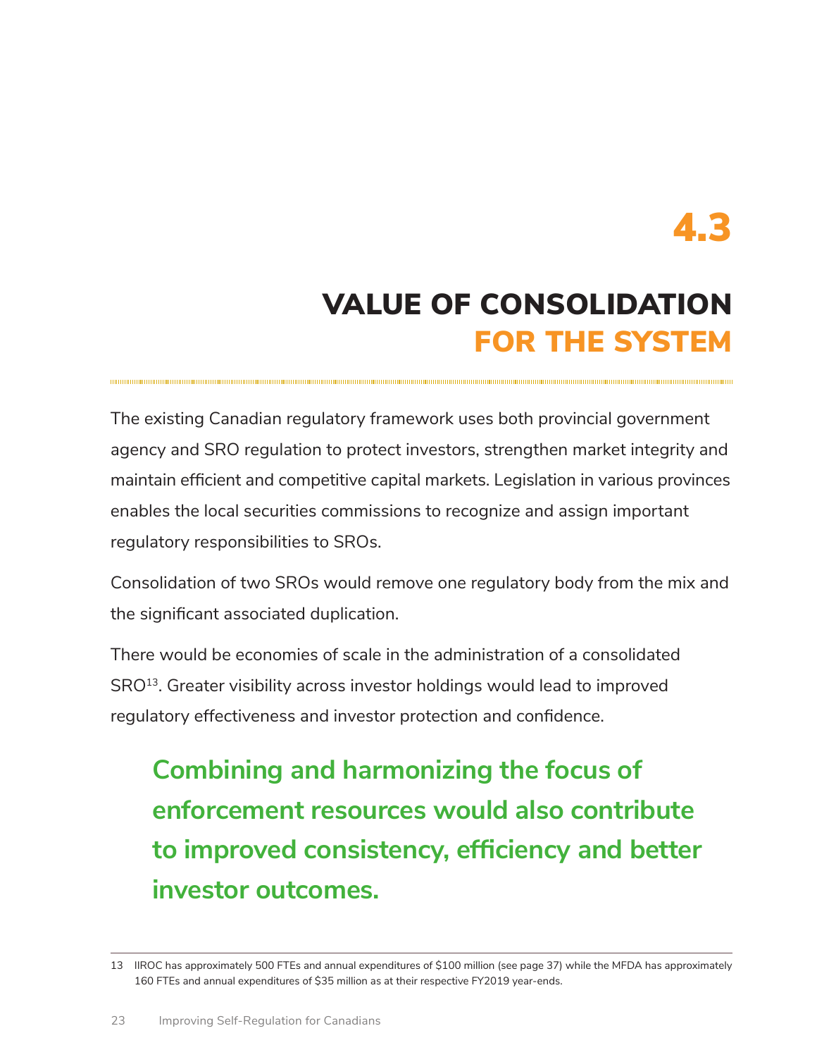# 4.3

## VALUE OF CONSOLIDATION FOR THE SYSTEM

The existing Canadian regulatory framework uses both provincial government agency and SRO regulation to protect investors, strengthen market integrity and maintain efficient and competitive capital markets. Legislation in various provinces enables the local securities commissions to recognize and assign important regulatory responsibilities to SROs.

Consolidation of two SROs would remove one regulatory body from the mix and the significant associated duplication.

There would be economies of scale in the administration of a consolidated SRO[13]. Greater visibility across investor holdings would lead to improved regulatory effectiveness and investor protection and confidence.

**Combining and harmonizing the focus of enforcement resources would also contribute to improved consistency, efficiency and better investor outcomes.**

---

13 IIROC has approximately 500 FTEs and annual expenditures of $100 million (see page 37) while the MFDA has approximately 160 FTEs and annual expenditures of $35 million as at their respective FY2019 year-ends.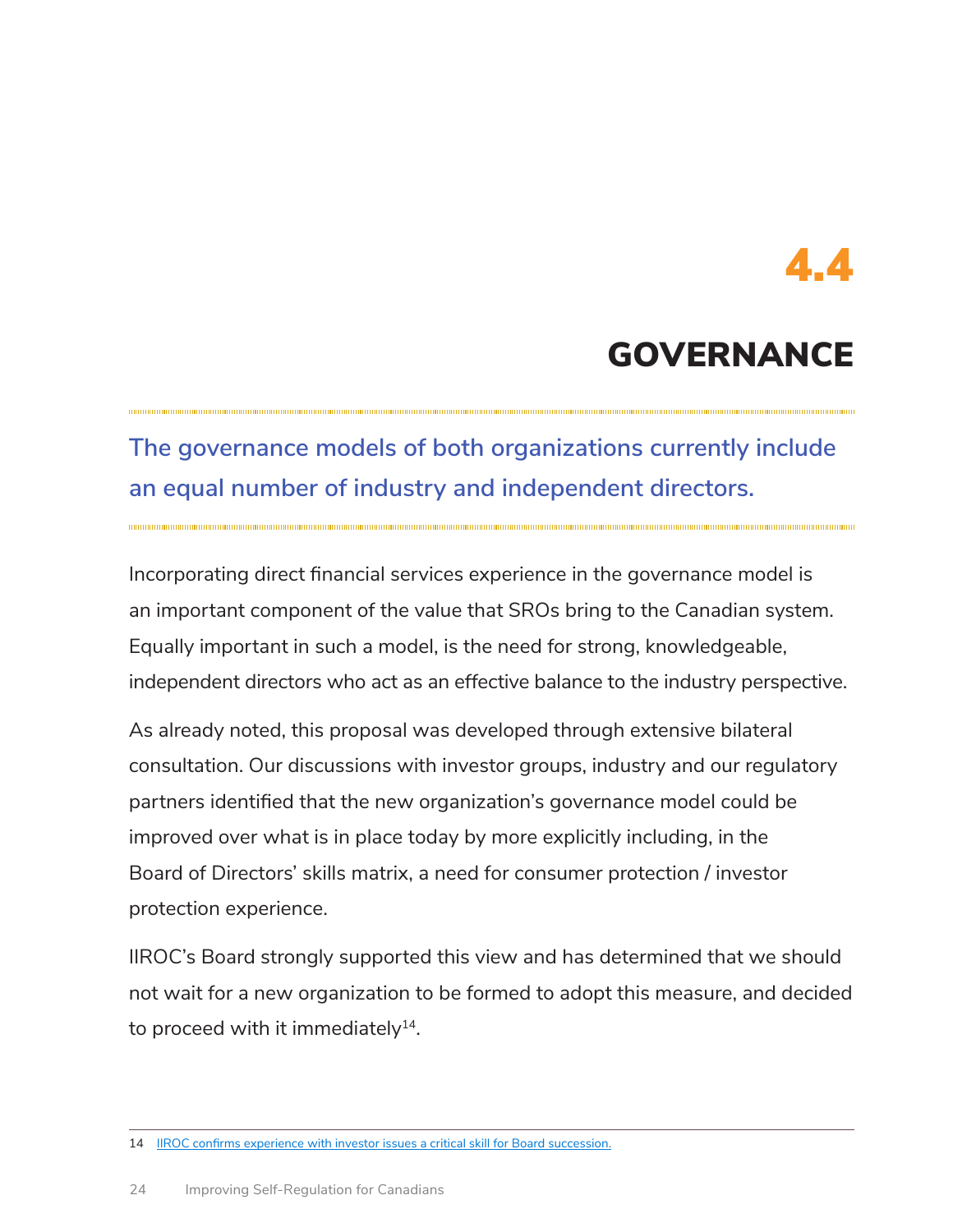# 4.4

# GOVERNANCE

**The governance models of both organizations currently include an equal number of industry and independent directors.**

Incorporating direct financial services experience in the governance model is an important component of the value that SROs bring to the Canadian system. Equally important in such a model, is the need for strong, knowledgeable, independent directors who act as an effective balance to the industry perspective.

As already noted, this proposal was developed through extensive bilateral consultation. Our discussions with investor groups, industry and our regulatory partners identified that the new organization's governance model could be improved over what is in place today by more explicitly including, in the Board of Directors' skills matrix, a need for consumer protection / investor protection experience.

IIROC's Board strongly supported this view and has determined that we should not wait for a new organization to be formed to adopt this measure, and decided to proceed with it immediately[14].

---

14 IIROC confirms experience with investor issues a critical skill for Board succession.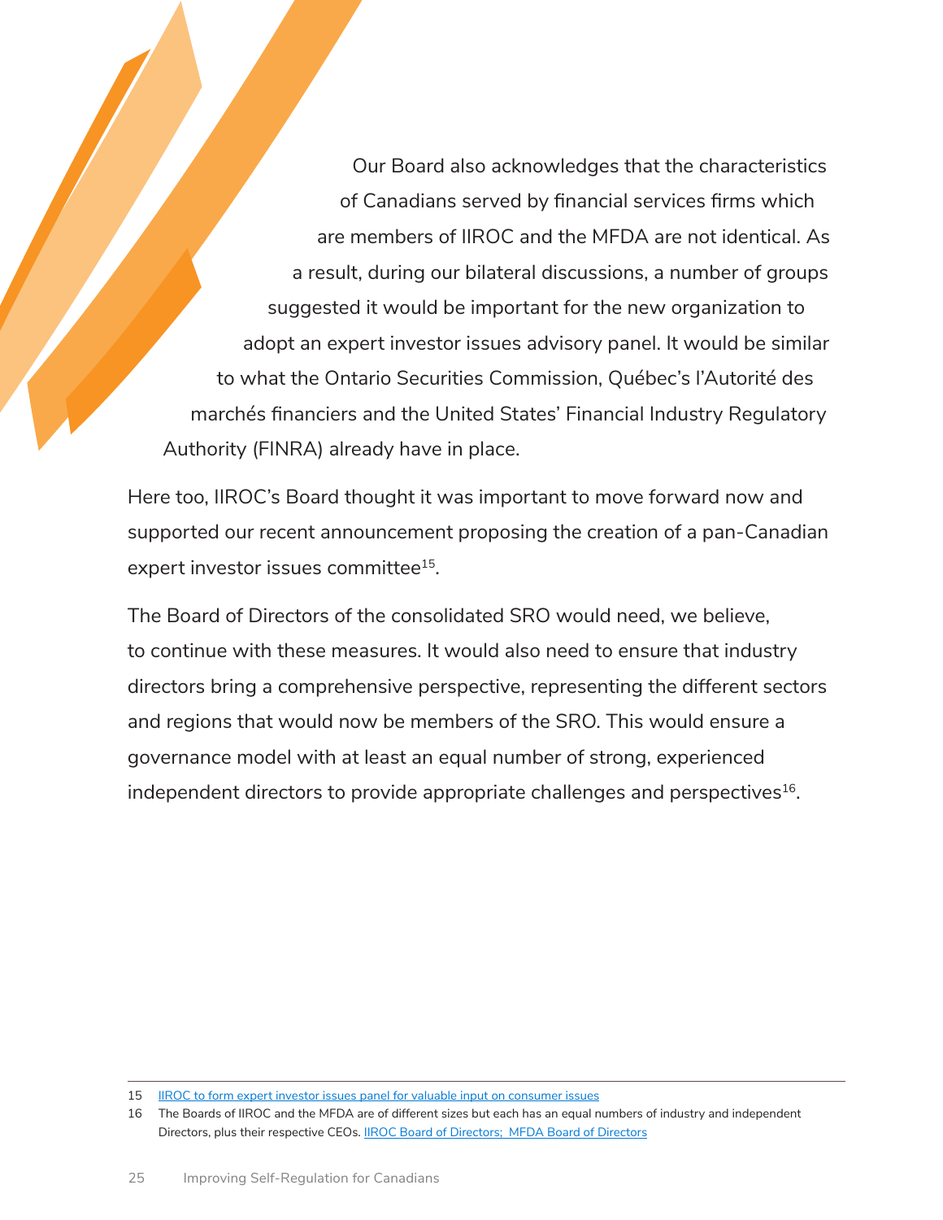Our Board also acknowledges that the characteristics of Canadians served by financial services firms which are members of IIROC and the MFDA are not identical. As a result, during our bilateral discussions, a number of groups suggested it would be important for the new organization to adopt an expert investor issues advisory panel. It would be similar to what the Ontario Securities Commission, Québec's l'Autorité des marchés financiers and the United States' Financial Industry Regulatory Authority (FINRA) already have in place.

Here too, IIROC's Board thought it was important to move forward now and supported our recent announcement proposing the creation of a pan-Canadian expert investor issues committee[15].

The Board of Directors of the consolidated SRO would need, we believe, to continue with these measures. It would also need to ensure that industry directors bring a comprehensive perspective, representing the different sectors and regions that would now be members of the SRO. This would ensure a governance model with at least an equal number of strong, experienced independent directors to provide appropriate challenges and perspectives[16].

---

15 IIROC to form expert investor issues panel for valuable input on consumer issues

16 The Boards of IIROC and the MFDA are of different sizes but each has an equal numbers of industry and independent Directors, plus their respective CEOs. IIROC Board of Directors; MFDA Board of Directors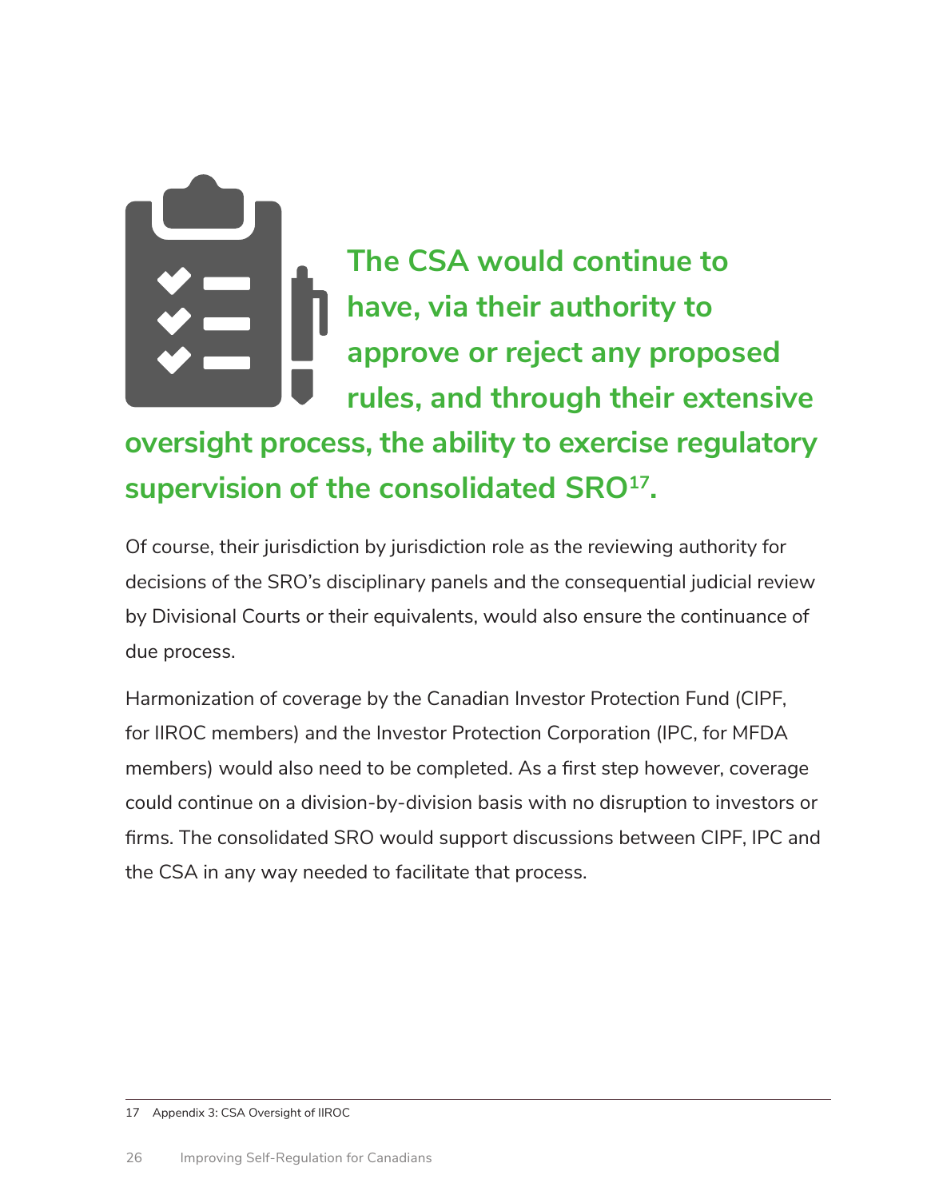**The CSA would continue to have, via their authority to approve or reject any proposed rules, and through their extensive oversight process, the ability to exercise regulatory supervision of the consolidated SRO[17].**

Of course, their jurisdiction by jurisdiction role as the reviewing authority for decisions of the SRO's disciplinary panels and the consequential judicial review by Divisional Courts or their equivalents, would also ensure the continuance of due process.

Harmonization of coverage by the Canadian Investor Protection Fund (CIPF, for IIROC members) and the Investor Protection Corporation (IPC, for MFDA members) would also need to be completed. As a first step however, coverage could continue on a division-by-division basis with no disruption to investors or firms. The consolidated SRO would support discussions between CIPF, IPC and the CSA in any way needed to facilitate that process.

---

17 Appendix 3: CSA Oversight of IIROC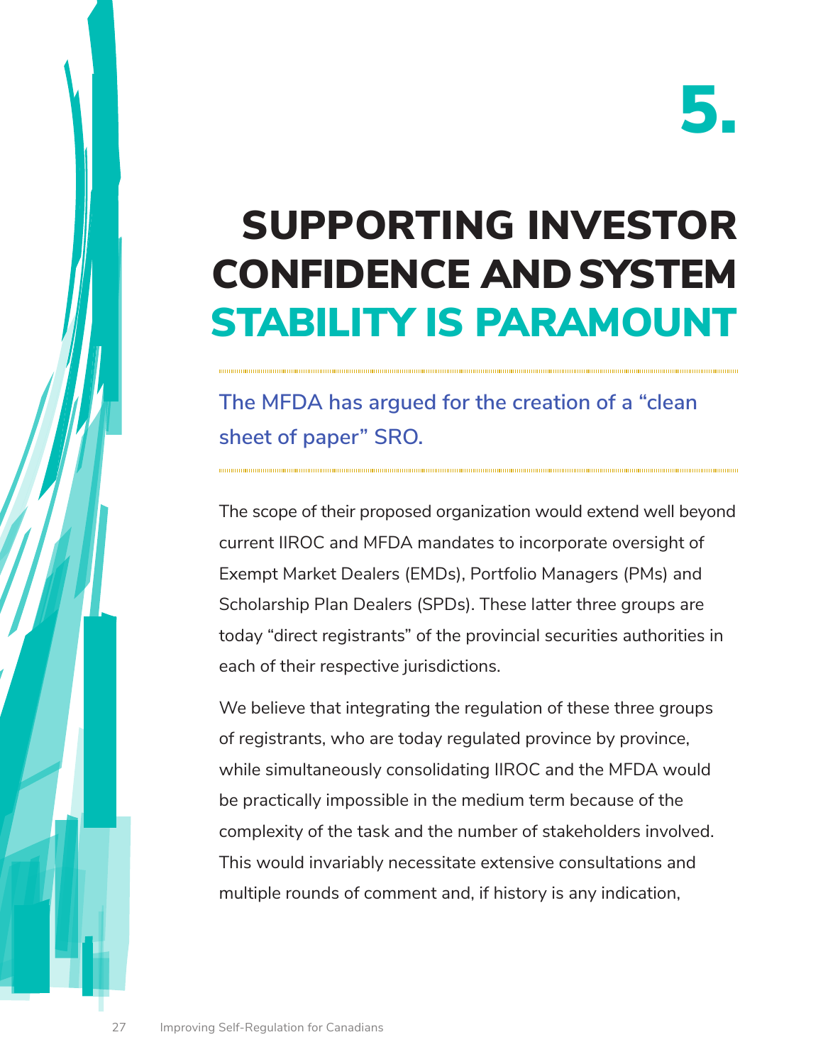# 5.

# SUPPORTING INVESTOR CONFIDENCE AND SYSTEM STABILITY IS PARAMOUNT

**The MFDA has argued for the creation of a "clean sheet of paper" SRO.**

The scope of their proposed organization would extend well beyond current IIROC and MFDA mandates to incorporate oversight of Exempt Market Dealers (EMDs), Portfolio Managers (PMs) and Scholarship Plan Dealers (SPDs). These latter three groups are today "direct registrants" of the provincial securities authorities in each of their respective jurisdictions.

We believe that integrating the regulation of these three groups of registrants, who are today regulated province by province, while simultaneously consolidating IIROC and the MFDA would be practically impossible in the medium term because of the complexity of the task and the number of stakeholders involved. This would invariably necessitate extensive consultations and multiple rounds of comment and, if history is any indication,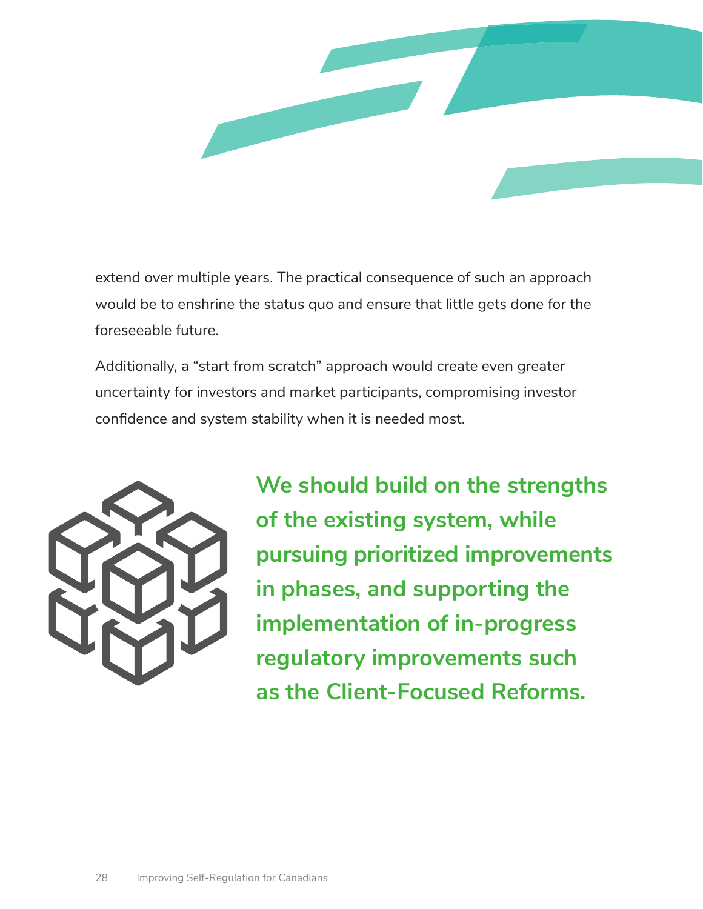extend over multiple years. The practical consequence of such an approach would be to enshrine the status quo and ensure that little gets done for the foreseeable future.

Additionally, a "start from scratch" approach would create even greater uncertainty for investors and market participants, compromising investor confidence and system stability when it is needed most.

**We should build on the strengths of the existing system, while pursuing prioritized improvements in phases, and supporting the implementation of in-progress regulatory improvements such as the Client-Focused Reforms.**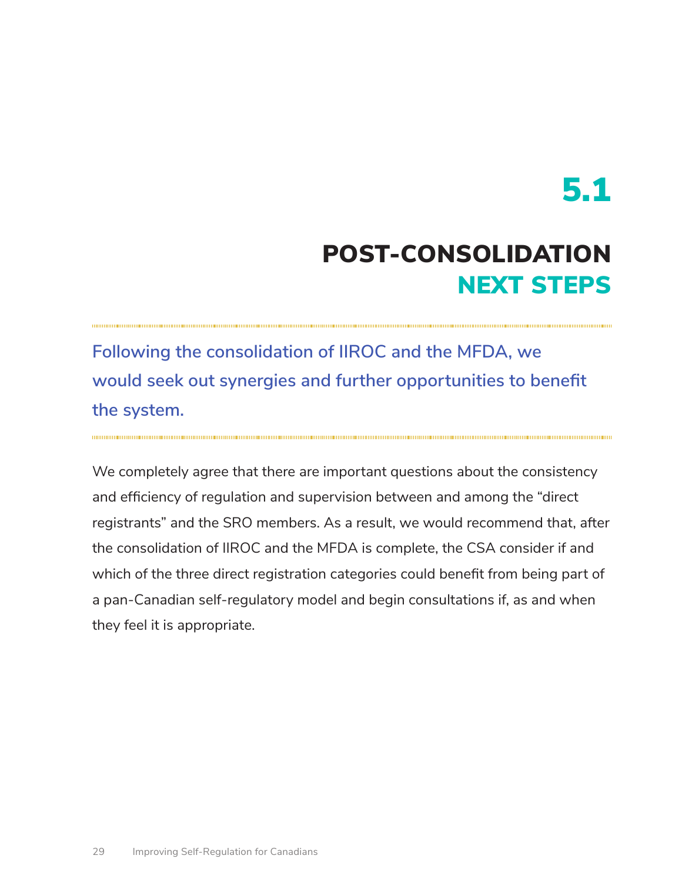# 5.1

## POST-CONSOLIDATION NEXT STEPS

**Following the consolidation of IIROC and the MFDA, we would seek out synergies and further opportunities to benefit the system.**

We completely agree that there are important questions about the consistency and efficiency of regulation and supervision between and among the "direct registrants" and the SRO members. As a result, we would recommend that, after the consolidation of IIROC and the MFDA is complete, the CSA consider if and which of the three direct registration categories could benefit from being part of a pan-Canadian self-regulatory model and begin consultations if, as and when they feel it is appropriate.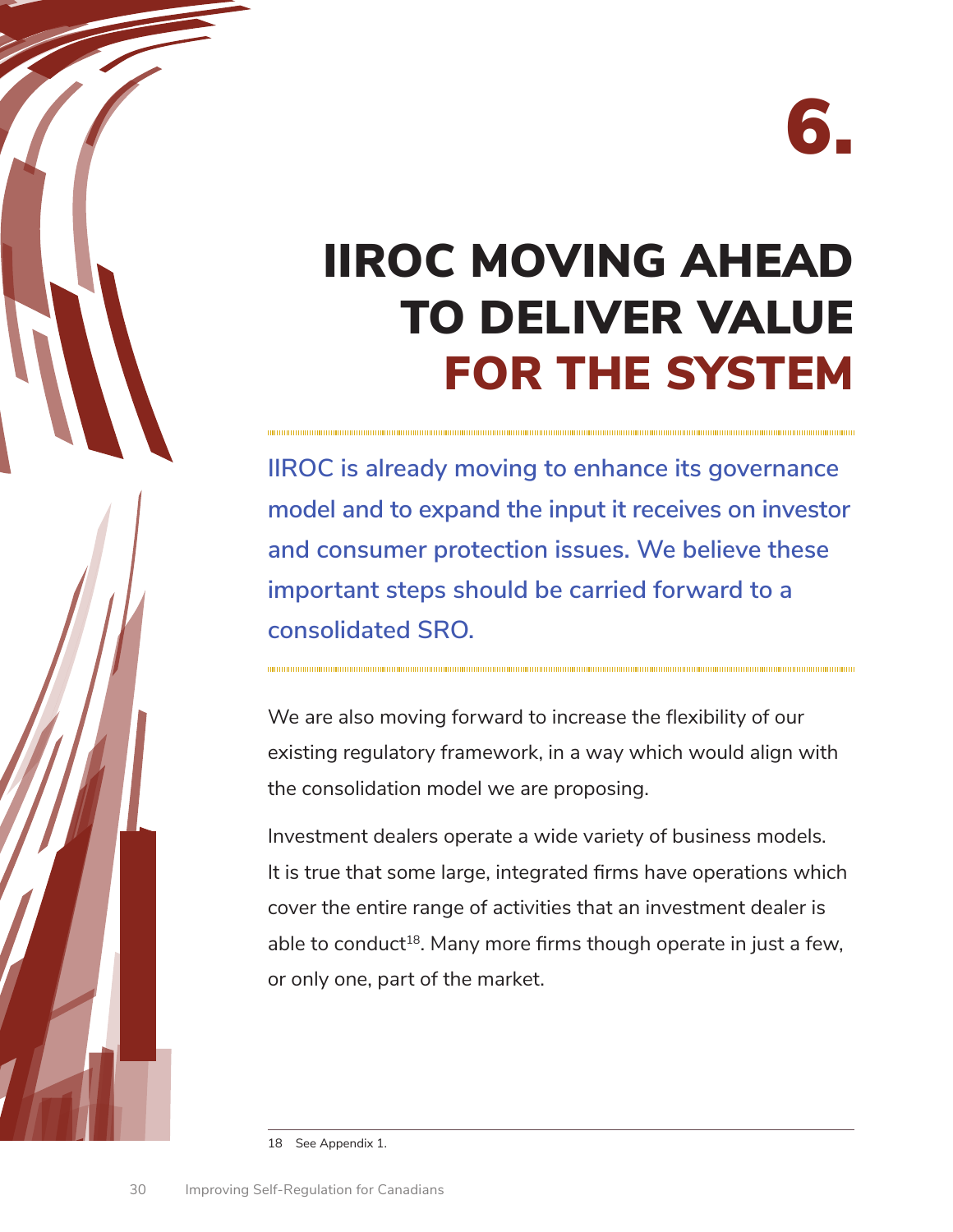# 6.

# IIROC MOVING AHEAD TO DELIVER VALUE FOR THE SYSTEM

**IIROC is already moving to enhance its governance model and to expand the input it receives on investor and consumer protection issues. We believe these important steps should be carried forward to a consolidated SRO.**

We are also moving forward to increase the flexibility of our existing regulatory framework, in a way which would align with the consolidation model we are proposing.

Investment dealers operate a wide variety of business models. It is true that some large, integrated firms have operations which cover the entire range of activities that an investment dealer is able to conduct[18]. Many more firms though operate in just a few, or only one, part of the market.

18 See Appendix 1.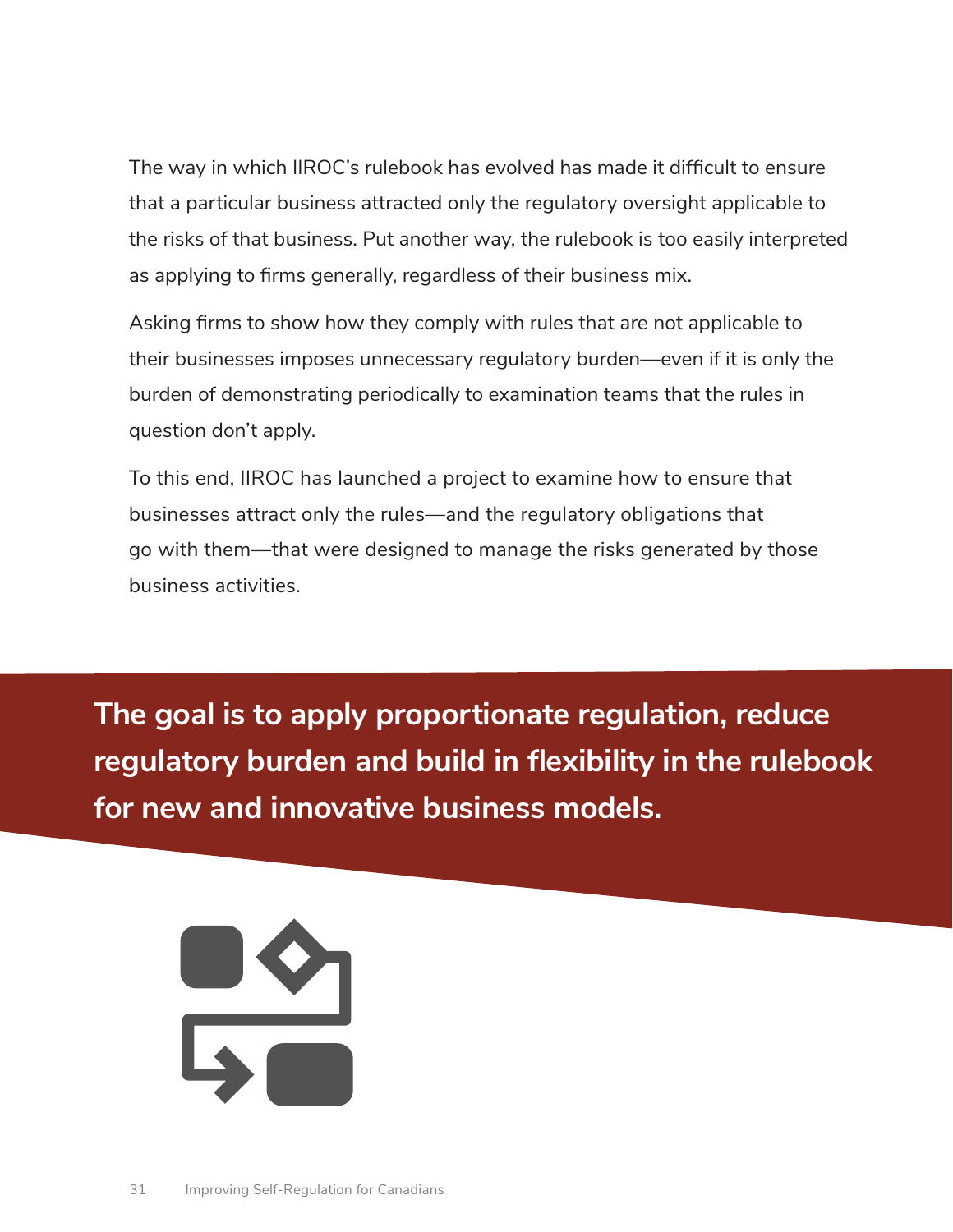The way in which IIROC's rulebook has evolved has made it difficult to ensure that a particular business attracted only the regulatory oversight applicable to the risks of that business. Put another way, the rulebook is too easily interpreted as applying to firms generally, regardless of their business mix.

Asking firms to show how they comply with rules that are not applicable to their businesses imposes unnecessary regulatory burden—even if it is only the burden of demonstrating periodically to examination teams that the rules in question don't apply.

To this end, IIROC has launched a project to examine how to ensure that businesses attract only the rules—and the regulatory obligations that go with them—that were designed to manage the risks generated by those business activities.

**The goal is to apply proportionate regulation, reduce regulatory burden and build in flexibility in the rulebook for new and innovative business models.**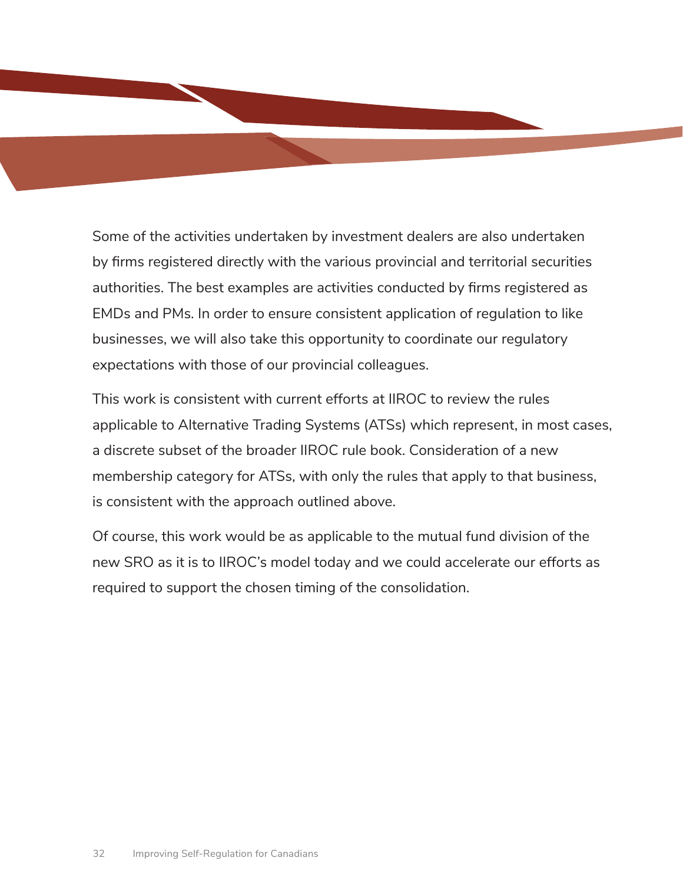Some of the activities undertaken by investment dealers are also undertaken by firms registered directly with the various provincial and territorial securities authorities. The best examples are activities conducted by firms registered as EMDs and PMs. In order to ensure consistent application of regulation to like businesses, we will also take this opportunity to coordinate our regulatory expectations with those of our provincial colleagues.

This work is consistent with current efforts at IIROC to review the rules applicable to Alternative Trading Systems (ATSs) which represent, in most cases, a discrete subset of the broader IIROC rule book. Consideration of a new membership category for ATSs, with only the rules that apply to that business, is consistent with the approach outlined above.

Of course, this work would be as applicable to the mutual fund division of the new SRO as it is to IIROC's model today and we could accelerate our efforts as required to support the chosen timing of the consolidation.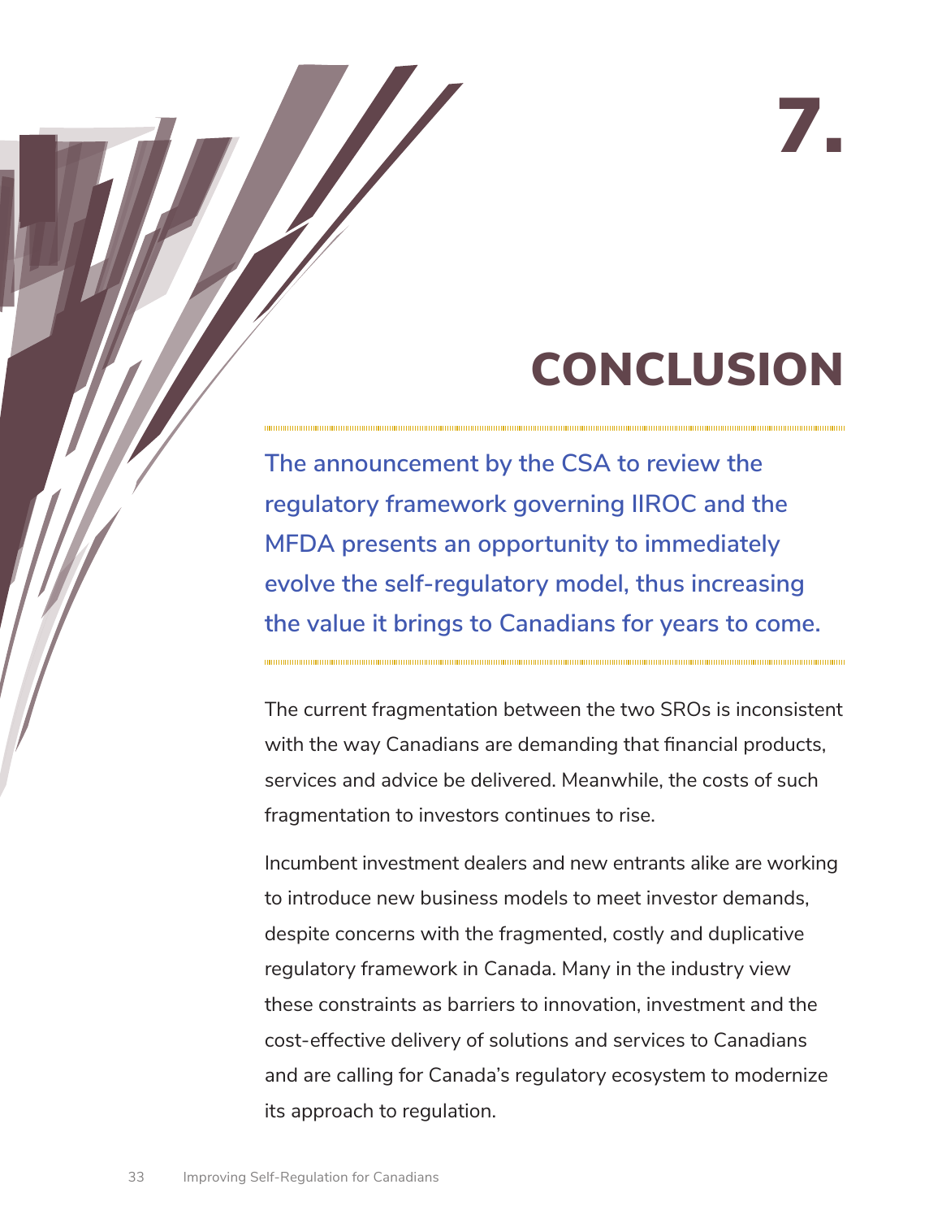# 7. CONCLUSION

**The announcement by the CSA to review the regulatory framework governing IIROC and the MFDA presents an opportunity to immediately evolve the self-regulatory model, thus increasing the value it brings to Canadians for years to come.**

The current fragmentation between the two SROs is inconsistent with the way Canadians are demanding that financial products, services and advice be delivered. Meanwhile, the costs of such fragmentation to investors continues to rise.

Incumbent investment dealers and new entrants alike are working to introduce new business models to meet investor demands, despite concerns with the fragmented, costly and duplicative regulatory framework in Canada. Many in the industry view these constraints as barriers to innovation, investment and the cost-effective delivery of solutions and services to Canadians and are calling for Canada's regulatory ecosystem to modernize its approach to regulation.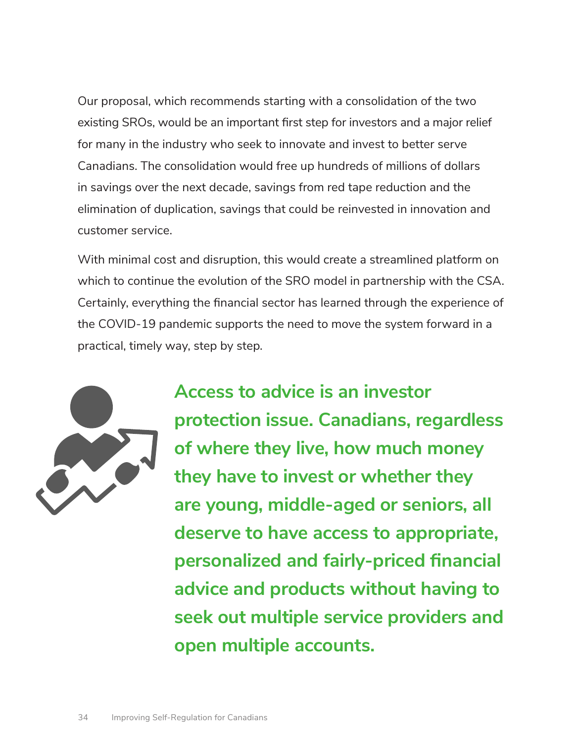Our proposal, which recommends starting with a consolidation of the two existing SROs, would be an important first step for investors and a major relief for many in the industry who seek to innovate and invest to better serve Canadians. The consolidation would free up hundreds of millions of dollars in savings over the next decade, savings from red tape reduction and the elimination of duplication, savings that could be reinvested in innovation and customer service.

With minimal cost and disruption, this would create a streamlined platform on which to continue the evolution of the SRO model in partnership with the CSA. Certainly, everything the financial sector has learned through the experience of the COVID-19 pandemic supports the need to move the system forward in a practical, timely way, step by step.

**Access to advice is an investor protection issue. Canadians, regardless of where they live, how much money they have to invest or whether they are young, middle-aged or seniors, all deserve to have access to appropriate, personalized and fairly-priced financial advice and products without having to seek out multiple service providers and open multiple accounts.**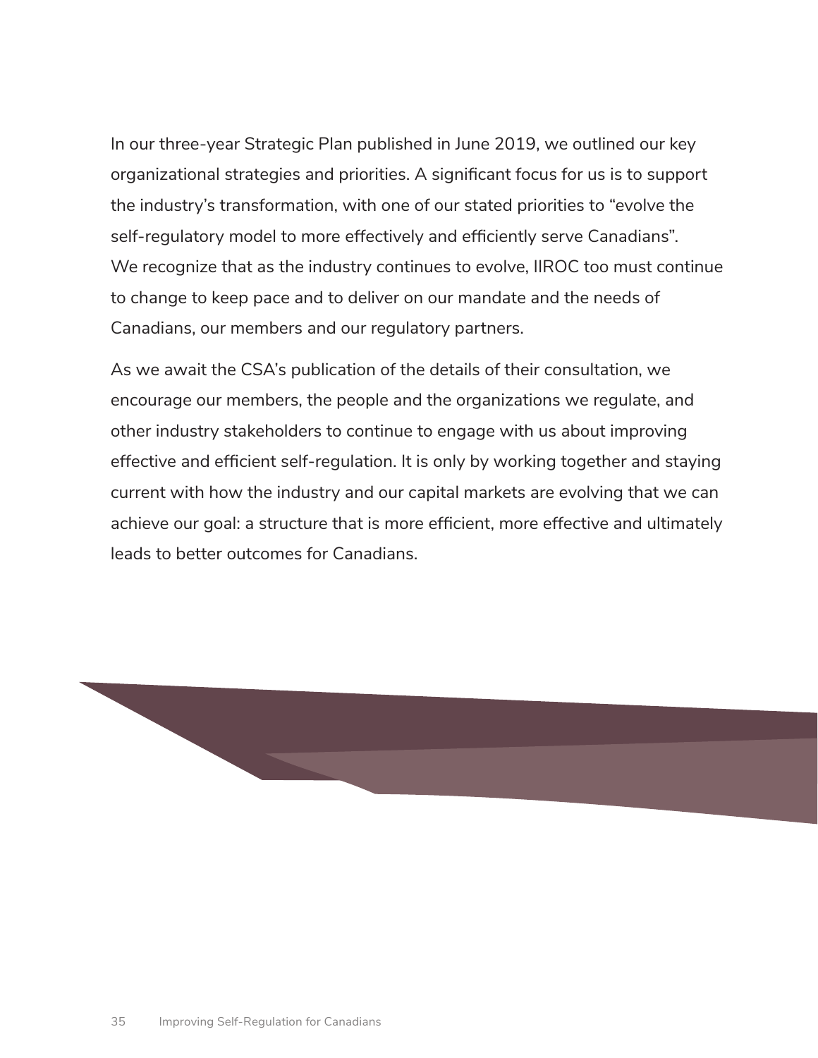In our three-year Strategic Plan published in June 2019, we outlined our key organizational strategies and priorities. A significant focus for us is to support the industry's transformation, with one of our stated priorities to "evolve the self-regulatory model to more effectively and efficiently serve Canadians". We recognize that as the industry continues to evolve, IIROC too must continue to change to keep pace and to deliver on our mandate and the needs of Canadians, our members and our regulatory partners.

As we await the CSA's publication of the details of their consultation, we encourage our members, the people and the organizations we regulate, and other industry stakeholders to continue to engage with us about improving effective and efficient self-regulation. It is only by working together and staying current with how the industry and our capital markets are evolving that we can achieve our goal: a structure that is more efficient, more effective and ultimately leads to better outcomes for Canadians.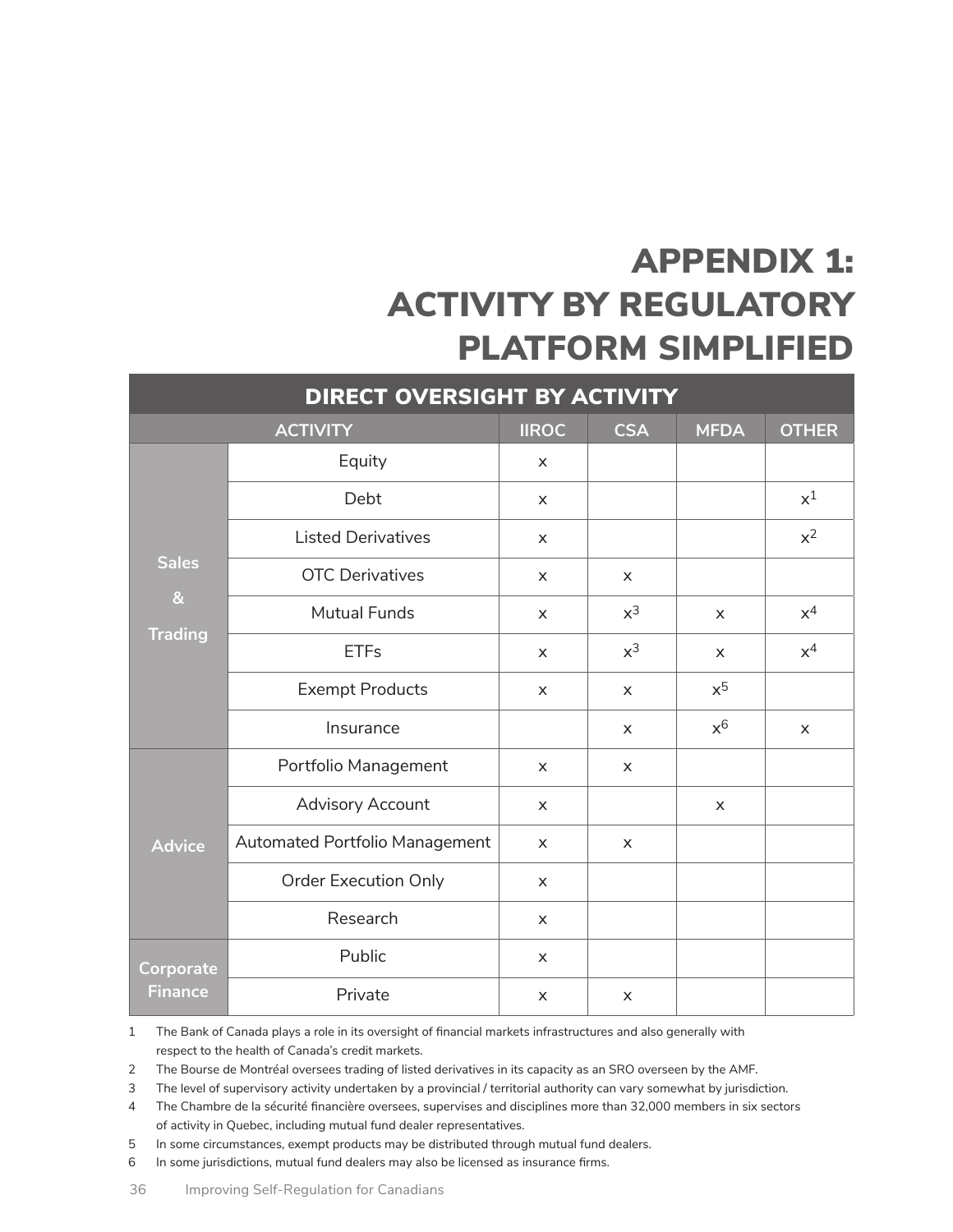# APPENDIX 1: ACTIVITY BY REGULATORY PLATFORM SIMPLIFIED

| DIRECT OVERSIGHT BY ACTIVITY | | | | | |
|---|---|---|---|---|---|
| ACTIVITY | | IIROC | CSA | MFDA | OTHER |
| Sales & Trading | Equity | x | | | |
| | Debt | x | | | x[1] |
| | Listed Derivatives | x | | | x[2] |
| | OTC Derivatives | x | x | | |
| | Mutual Funds | x | x[3] | x | x[4] |
| | ETFs | x | x[3] | x | x[4] |
| | Exempt Products | x | x | x[5] | |
| | Insurance | | x | x[6] | x |
| Advice | Portfolio Management | x | x | | |
| | Advisory Account | x | | x | |
| | Automated Portfolio Management | x | x | | |
| | Order Execution Only | x | | | |
| | Research | x | | | |
| Corporate Finance | Public | x | | | |
| | Private | x | x | | |

1. The Bank of Canada plays a role in its oversight of financial markets infrastructures and also generally with respect to the health of Canada's credit markets.
2. The Bourse de Montréal oversees trading of listed derivatives in its capacity as an SRO overseen by the AMF.
3. The level of supervisory activity undertaken by a provincial / territorial authority can vary somewhat by jurisdiction.
4. The Chambre de la sécurité financière oversees, supervises and disciplines more than 32,000 members in six sectors of activity in Quebec, including mutual fund dealer representatives.
5. In some circumstances, exempt products may be distributed through mutual fund dealers.
6. In some jurisdictions, mutual fund dealers may also be licensed as insurance firms.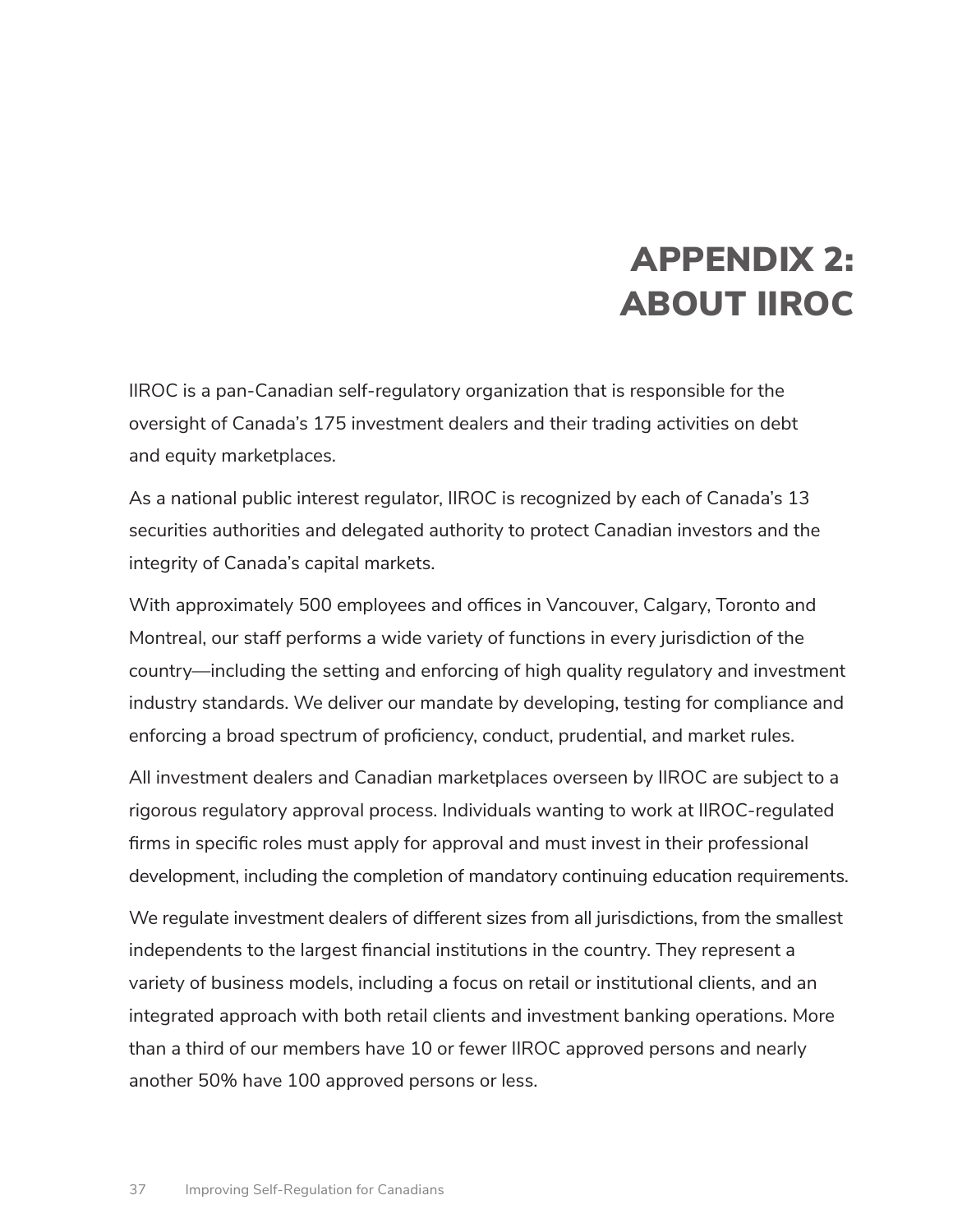# APPENDIX 2: ABOUT IIROC

IIROC is a pan-Canadian self-regulatory organization that is responsible for the oversight of Canada's 175 investment dealers and their trading activities on debt and equity marketplaces.

As a national public interest regulator, IIROC is recognized by each of Canada's 13 securities authorities and delegated authority to protect Canadian investors and the integrity of Canada's capital markets.

With approximately 500 employees and offices in Vancouver, Calgary, Toronto and Montreal, our staff performs a wide variety of functions in every jurisdiction of the country—including the setting and enforcing of high quality regulatory and investment industry standards. We deliver our mandate by developing, testing for compliance and enforcing a broad spectrum of proficiency, conduct, prudential, and market rules.

All investment dealers and Canadian marketplaces overseen by IIROC are subject to a rigorous regulatory approval process. Individuals wanting to work at IIROC-regulated firms in specific roles must apply for approval and must invest in their professional development, including the completion of mandatory continuing education requirements.

We regulate investment dealers of different sizes from all jurisdictions, from the smallest independents to the largest financial institutions in the country. They represent a variety of business models, including a focus on retail or institutional clients, and an integrated approach with both retail clients and investment banking operations. More than a third of our members have 10 or fewer IIROC approved persons and nearly another 50% have 100 approved persons or less.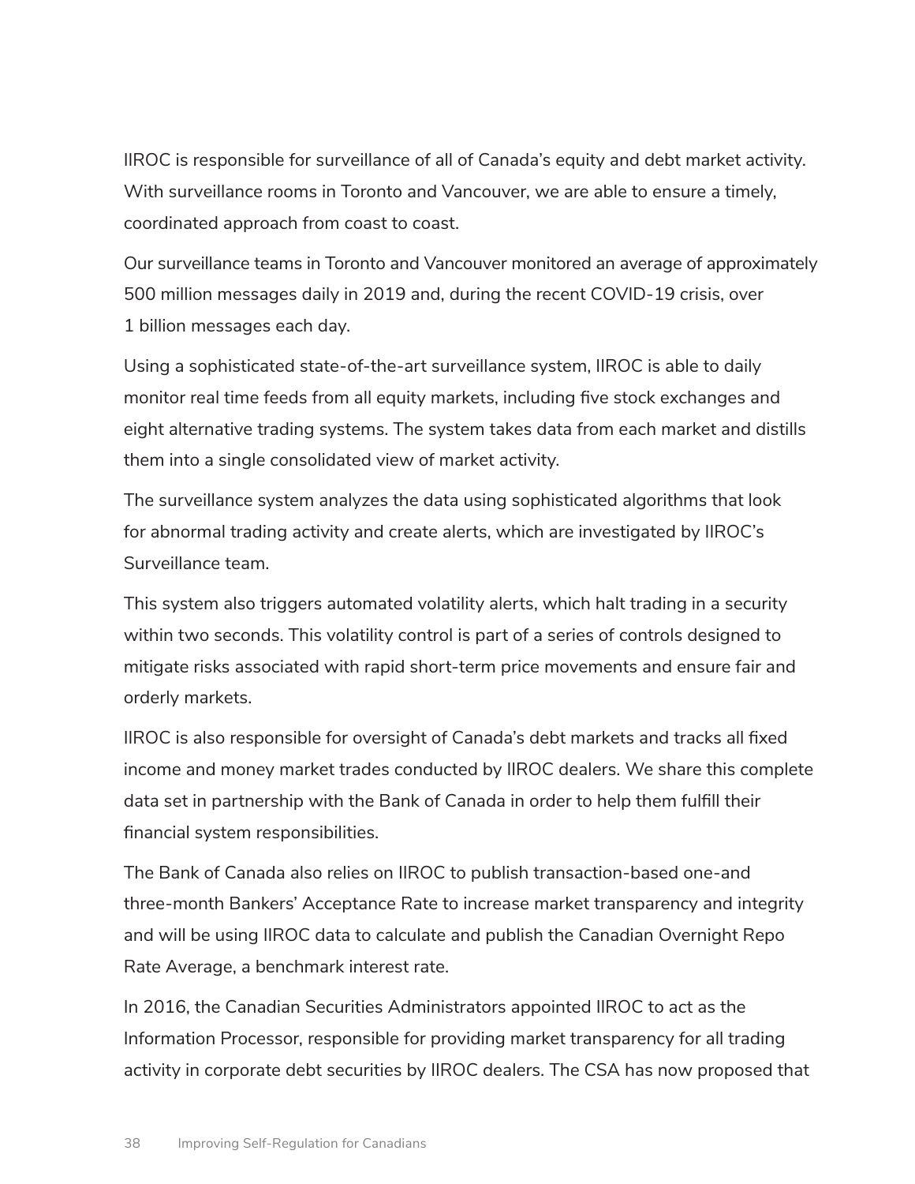IIROC is responsible for surveillance of all of Canada's equity and debt market activity. With surveillance rooms in Toronto and Vancouver, we are able to ensure a timely, coordinated approach from coast to coast.

Our surveillance teams in Toronto and Vancouver monitored an average of approximately 500 million messages daily in 2019 and, during the recent COVID-19 crisis, over 1 billion messages each day.

Using a sophisticated state-of-the-art surveillance system, IIROC is able to daily monitor real time feeds from all equity markets, including five stock exchanges and eight alternative trading systems. The system takes data from each market and distills them into a single consolidated view of market activity.

The surveillance system analyzes the data using sophisticated algorithms that look for abnormal trading activity and create alerts, which are investigated by IIROC's Surveillance team.

This system also triggers automated volatility alerts, which halt trading in a security within two seconds. This volatility control is part of a series of controls designed to mitigate risks associated with rapid short-term price movements and ensure fair and orderly markets.

IIROC is also responsible for oversight of Canada's debt markets and tracks all fixed income and money market trades conducted by IIROC dealers. We share this complete data set in partnership with the Bank of Canada in order to help them fulfill their financial system responsibilities.

The Bank of Canada also relies on IIROC to publish transaction-based one-and three-month Bankers' Acceptance Rate to increase market transparency and integrity and will be using IIROC data to calculate and publish the Canadian Overnight Repo Rate Average, a benchmark interest rate.

In 2016, the Canadian Securities Administrators appointed IIROC to act as the Information Processor, responsible for providing market transparency for all trading activity in corporate debt securities by IIROC dealers. The CSA has now proposed that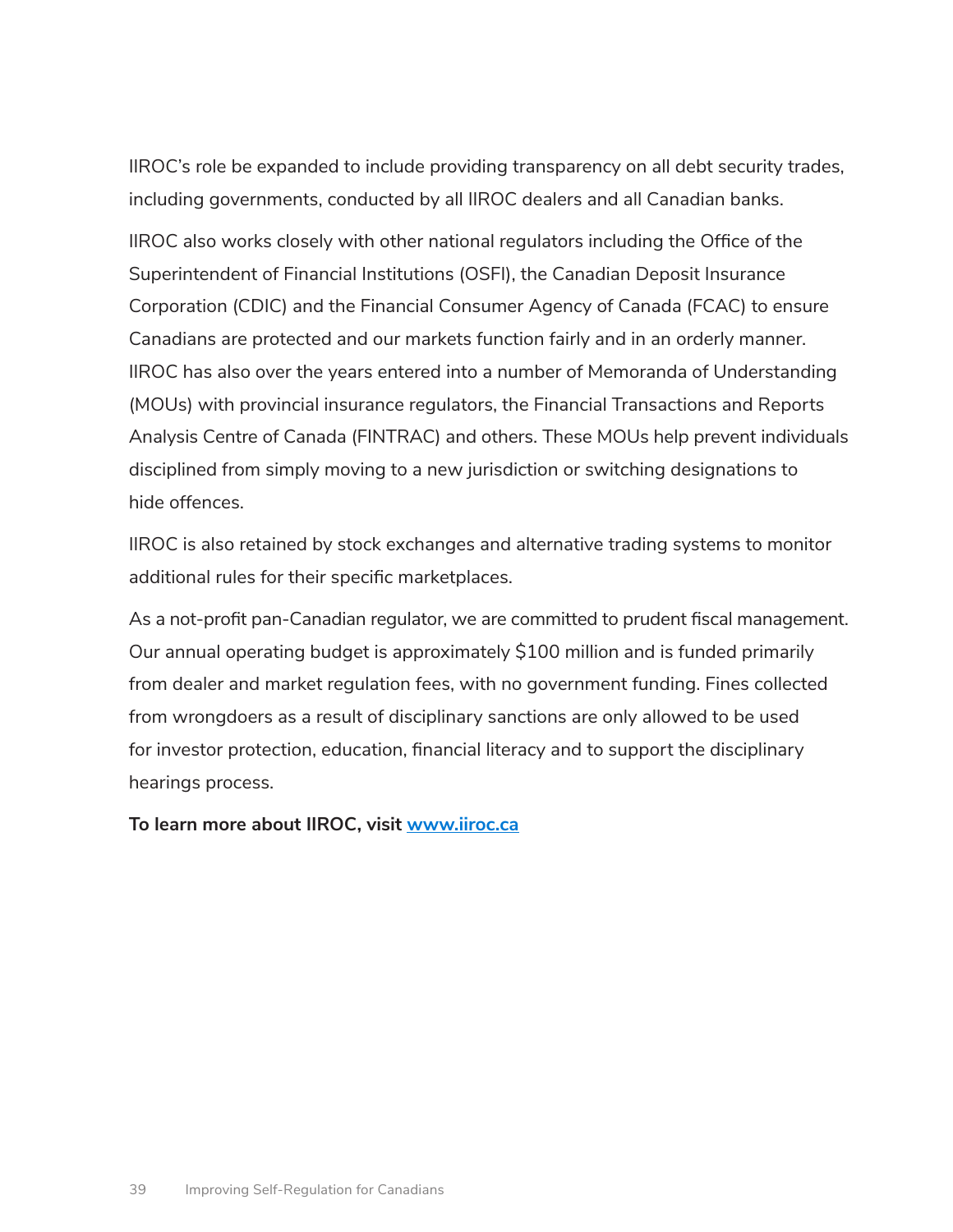IIROC's role be expanded to include providing transparency on all debt security trades, including governments, conducted by all IIROC dealers and all Canadian banks.

IIROC also works closely with other national regulators including the Office of the Superintendent of Financial Institutions (OSFI), the Canadian Deposit Insurance Corporation (CDIC) and the Financial Consumer Agency of Canada (FCAC) to ensure Canadians are protected and our markets function fairly and in an orderly manner. IIROC has also over the years entered into a number of Memoranda of Understanding (MOUs) with provincial insurance regulators, the Financial Transactions and Reports Analysis Centre of Canada (FINTRAC) and others. These MOUs help prevent individuals disciplined from simply moving to a new jurisdiction or switching designations to hide offences.

IIROC is also retained by stock exchanges and alternative trading systems to monitor additional rules for their specific marketplaces.

As a not-profit pan-Canadian regulator, we are committed to prudent fiscal management. Our annual operating budget is approximately $100 million and is funded primarily from dealer and market regulation fees, with no government funding. Fines collected from wrongdoers as a result of disciplinary sanctions are only allowed to be used for investor protection, education, financial literacy and to support the disciplinary hearings process.

**To learn more about IIROC, visit [www.iiroc.ca](http://www.iiroc.ca)**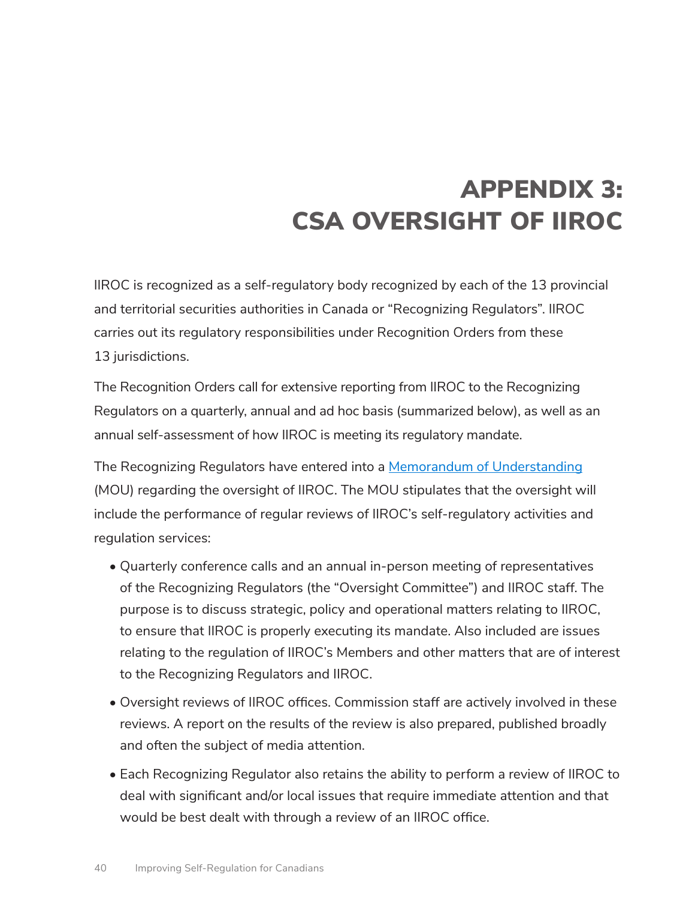# APPENDIX 3: CSA OVERSIGHT OF IIROC

IIROC is recognized as a self-regulatory body recognized by each of the 13 provincial and territorial securities authorities in Canada or "Recognizing Regulators". IIROC carries out its regulatory responsibilities under Recognition Orders from these 13 jurisdictions.

The Recognition Orders call for extensive reporting from IIROC to the Recognizing Regulators on a quarterly, annual and ad hoc basis (summarized below), as well as an annual self-assessment of how IIROC is meeting its regulatory mandate.

The Recognizing Regulators have entered into a Memorandum of Understanding (MOU) regarding the oversight of IIROC. The MOU stipulates that the oversight will include the performance of regular reviews of IIROC's self-regulatory activities and regulation services:

- Quarterly conference calls and an annual in-person meeting of representatives of the Recognizing Regulators (the "Oversight Committee") and IIROC staff. The purpose is to discuss strategic, policy and operational matters relating to IIROC, to ensure that IIROC is properly executing its mandate. Also included are issues relating to the regulation of IIROC's Members and other matters that are of interest to the Recognizing Regulators and IIROC.
- Oversight reviews of IIROC offices. Commission staff are actively involved in these reviews. A report on the results of the review is also prepared, published broadly and often the subject of media attention.
- Each Recognizing Regulator also retains the ability to perform a review of IIROC to deal with significant and/or local issues that require immediate attention and that would be best dealt with through a review of an IIROC office.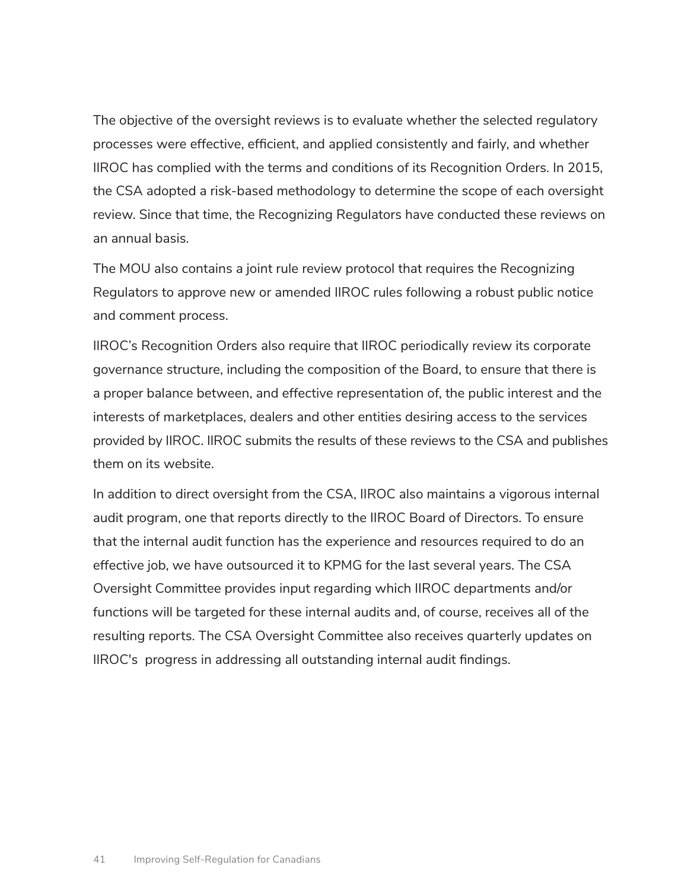The objective of the oversight reviews is to evaluate whether the selected regulatory processes were effective, efficient, and applied consistently and fairly, and whether IIROC has complied with the terms and conditions of its Recognition Orders. In 2015, the CSA adopted a risk-based methodology to determine the scope of each oversight review. Since that time, the Recognizing Regulators have conducted these reviews on an annual basis.

The MOU also contains a joint rule review protocol that requires the Recognizing Regulators to approve new or amended IIROC rules following a robust public notice and comment process.

IIROC's Recognition Orders also require that IIROC periodically review its corporate governance structure, including the composition of the Board, to ensure that there is a proper balance between, and effective representation of, the public interest and the interests of marketplaces, dealers and other entities desiring access to the services provided by IIROC. IIROC submits the results of these reviews to the CSA and publishes them on its website.

In addition to direct oversight from the CSA, IIROC also maintains a vigorous internal audit program, one that reports directly to the IIROC Board of Directors. To ensure that the internal audit function has the experience and resources required to do an effective job, we have outsourced it to KPMG for the last several years. The CSA Oversight Committee provides input regarding which IIROC departments and/or functions will be targeted for these internal audits and, of course, receives all of the resulting reports. The CSA Oversight Committee also receives quarterly updates on IIROC's progress in addressing all outstanding internal audit findings.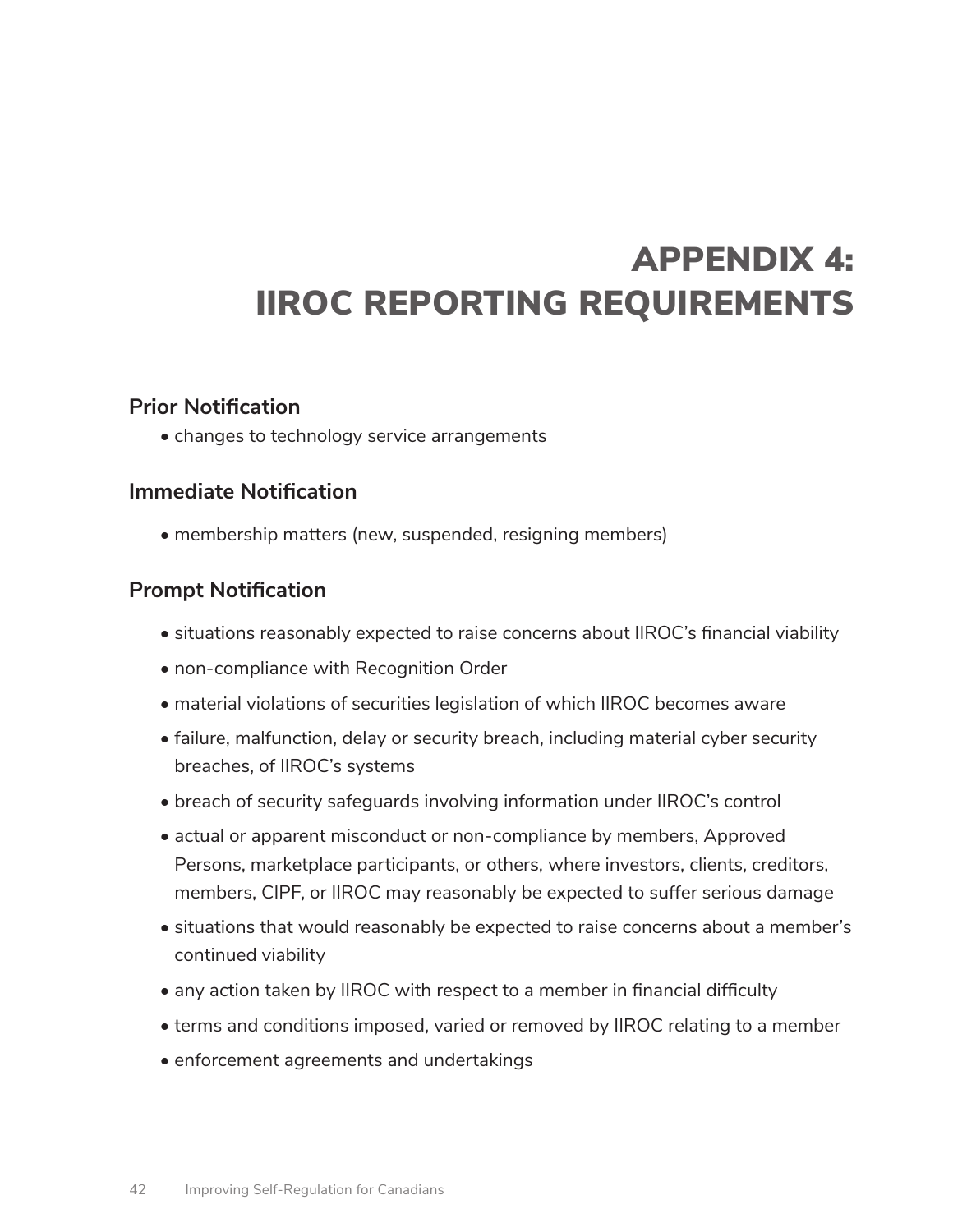# APPENDIX 4: IIROC REPORTING REQUIREMENTS

### Prior Notification

- changes to technology service arrangements

### Immediate Notification

- membership matters (new, suspended, resigning members)

### Prompt Notification

- situations reasonably expected to raise concerns about IIROC's financial viability
- non-compliance with Recognition Order
- material violations of securities legislation of which IIROC becomes aware
- failure, malfunction, delay or security breach, including material cyber security breaches, of IIROC's systems
- breach of security safeguards involving information under IIROC's control
- actual or apparent misconduct or non-compliance by members, Approved Persons, marketplace participants, or others, where investors, clients, creditors, members, CIPF, or IIROC may reasonably be expected to suffer serious damage
- situations that would reasonably be expected to raise concerns about a member's continued viability
- any action taken by IIROC with respect to a member in financial difficulty
- terms and conditions imposed, varied or removed by IIROC relating to a member
- enforcement agreements and undertakings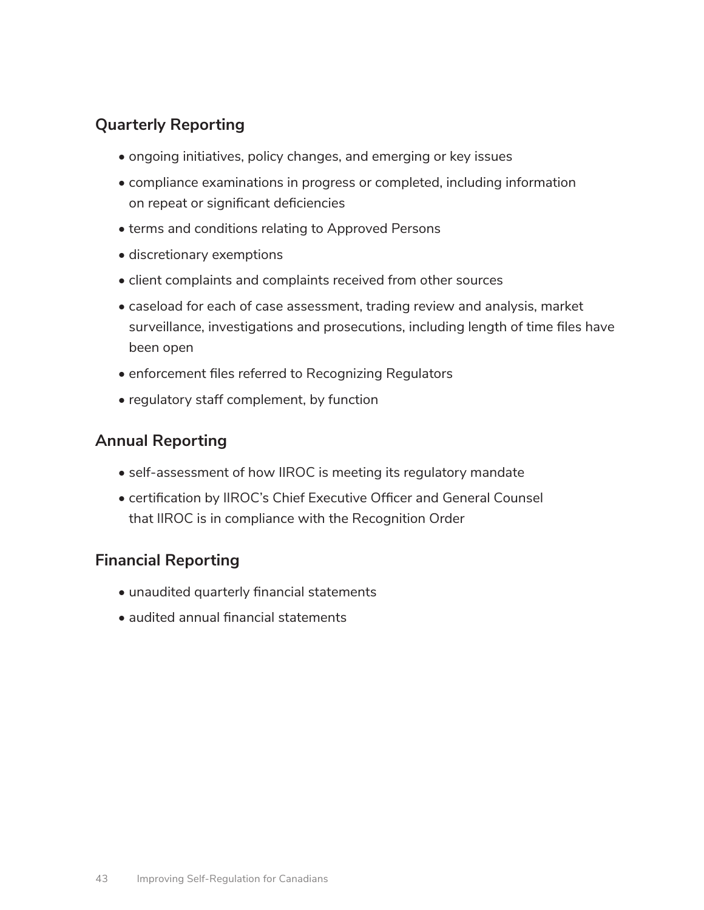### Quarterly Reporting

- ongoing initiatives, policy changes, and emerging or key issues
- compliance examinations in progress or completed, including information on repeat or significant deficiencies
- terms and conditions relating to Approved Persons
- discretionary exemptions
- client complaints and complaints received from other sources
- caseload for each of case assessment, trading review and analysis, market surveillance, investigations and prosecutions, including length of time files have been open
- enforcement files referred to Recognizing Regulators
- regulatory staff complement, by function

### Annual Reporting

- self-assessment of how IIROC is meeting its regulatory mandate
- certification by IIROC's Chief Executive Officer and General Counsel that IIROC is in compliance with the Recognition Order

### Financial Reporting

- unaudited quarterly financial statements
- audited annual financial statements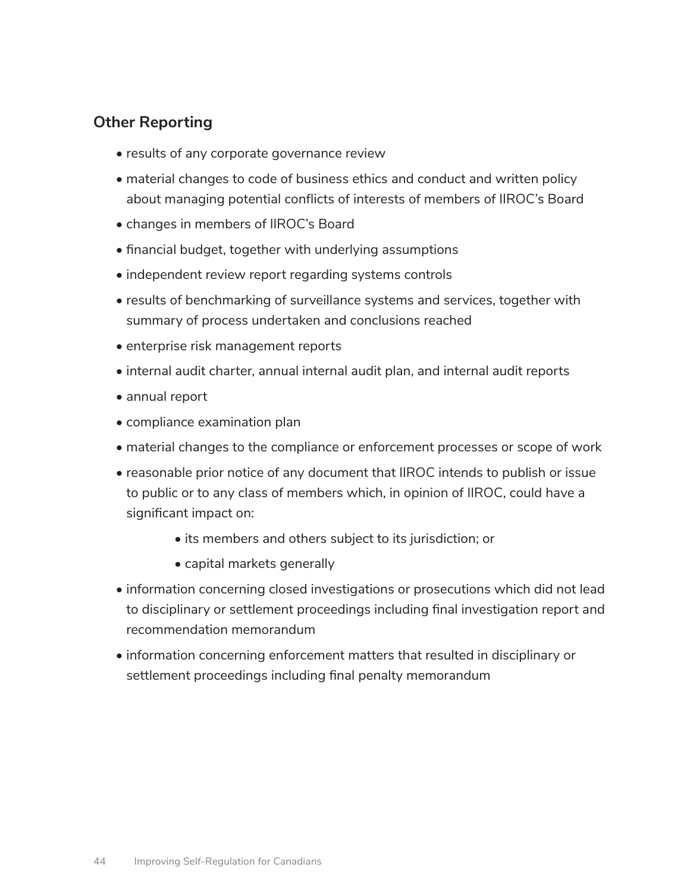## Other Reporting

- results of any corporate governance review
- material changes to code of business ethics and conduct and written policy about managing potential conflicts of interests of members of IIROC's Board
- changes in members of IIROC's Board
- financial budget, together with underlying assumptions
- independent review report regarding systems controls
- results of benchmarking of surveillance systems and services, together with summary of process undertaken and conclusions reached
- enterprise risk management reports
- internal audit charter, annual internal audit plan, and internal audit reports
- annual report
- compliance examination plan
- material changes to the compliance or enforcement processes or scope of work
- reasonable prior notice of any document that IIROC intends to publish or issue to public or to any class of members which, in opinion of IIROC, could have a significant impact on:
    - its members and others subject to its jurisdiction; or
    - capital markets generally
- information concerning closed investigations or prosecutions which did not lead to disciplinary or settlement proceedings including final investigation report and recommendation memorandum
- information concerning enforcement matters that resulted in disciplinary or settlement proceedings including final penalty memorandum